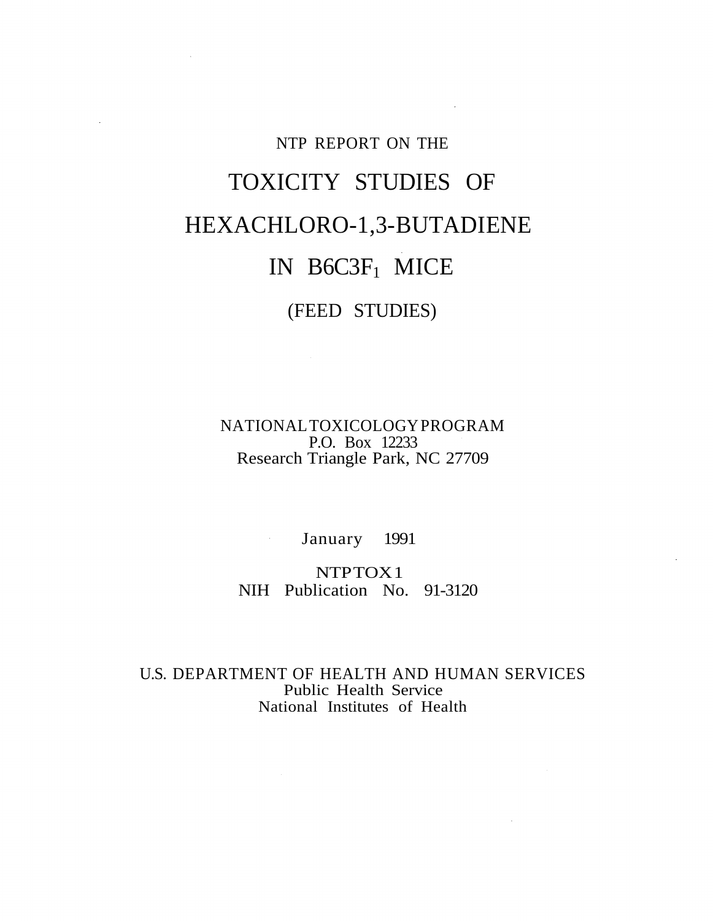NTP REPORT ON THE

# TOXICITY STUDIES OF HEXACHLORO-1,3-BUTADIENE IN B6C3F$_1$ MICE

(FEED STUDIES)

NATIONAL TOXICOLOGY PROGRAM
P.O. Box 12233
Research Triangle Park, NC 27709

January 1991

NTP TOX 1
NIH Publication No. 91-3120

U.S. DEPARTMENT OF HEALTH AND HUMAN SERVICES
Public Health Service
National Institutes of Health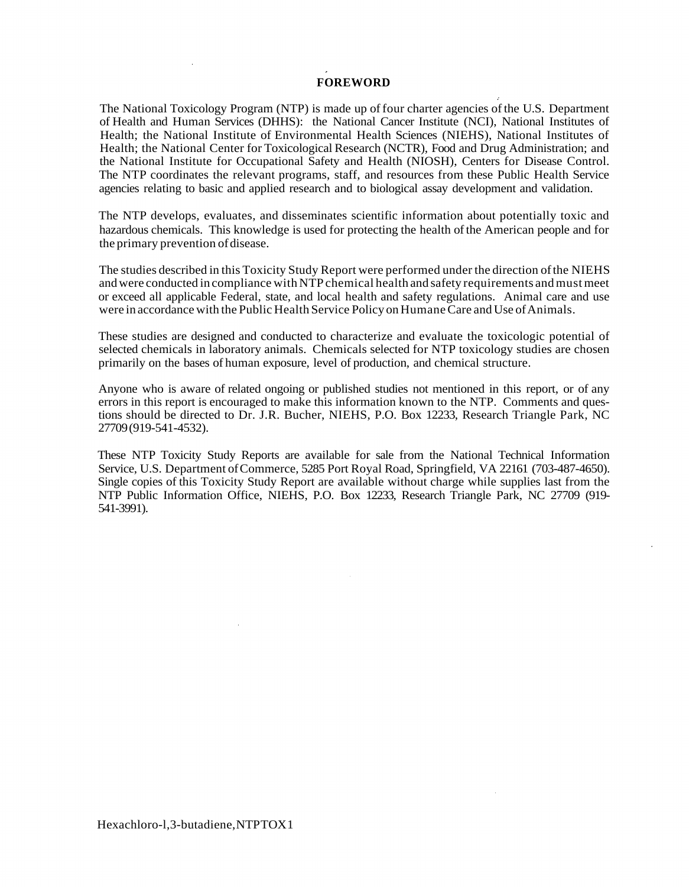# FOREWORD

The National Toxicology Program (NTP) is made up of four charter agencies of the U.S. Department of Health and Human Services (DHHS): the National Cancer Institute (NCI), National Institutes of Health; the National Institute of Environmental Health Sciences (NIEHS), National Institutes of Health; the National Center for Toxicological Research (NCTR), Food and Drug Administration; and the National Institute for Occupational Safety and Health (NIOSH), Centers for Disease Control. The NTP coordinates the relevant programs, staff, and resources from these Public Health Service agencies relating to basic and applied research and to biological assay development and validation.

The NTP develops, evaluates, and disseminates scientific information about potentially toxic and hazardous chemicals. This knowledge is used for protecting the health of the American people and for the primary prevention of disease.

The studies described in this Toxicity Study Report were performed under the direction of the NIEHS and were conducted in compliance with NTP chemical health and safety requirements and must meet or exceed all applicable Federal, state, and local health and safety regulations. Animal care and use were in accordance with the Public Health Service Policy on Humane Care and Use of Animals.

These studies are designed and conducted to characterize and evaluate the toxicologic potential of selected chemicals in laboratory animals. Chemicals selected for NTP toxicology studies are chosen primarily on the bases of human exposure, level of production, and chemical structure.

Anyone who is aware of related ongoing or published studies not mentioned in this report, or of any errors in this report is encouraged to make this information known to the NTP. Comments and questions should be directed to Dr. J.R. Bucher, NIEHS, P.O. Box 12233, Research Triangle Park, NC 27709 (919-541-4532).

These NTP Toxicity Study Reports are available for sale from the National Technical Information Service, U.S. Department of Commerce, 5285 Port Royal Road, Springfield, VA 22161 (703-487-4650). Single copies of this Toxicity Study Report are available without charge while supplies last from the NTP Public Information Office, NIEHS, P.O. Box 12233, Research Triangle Park, NC 27709 (919-541-3991).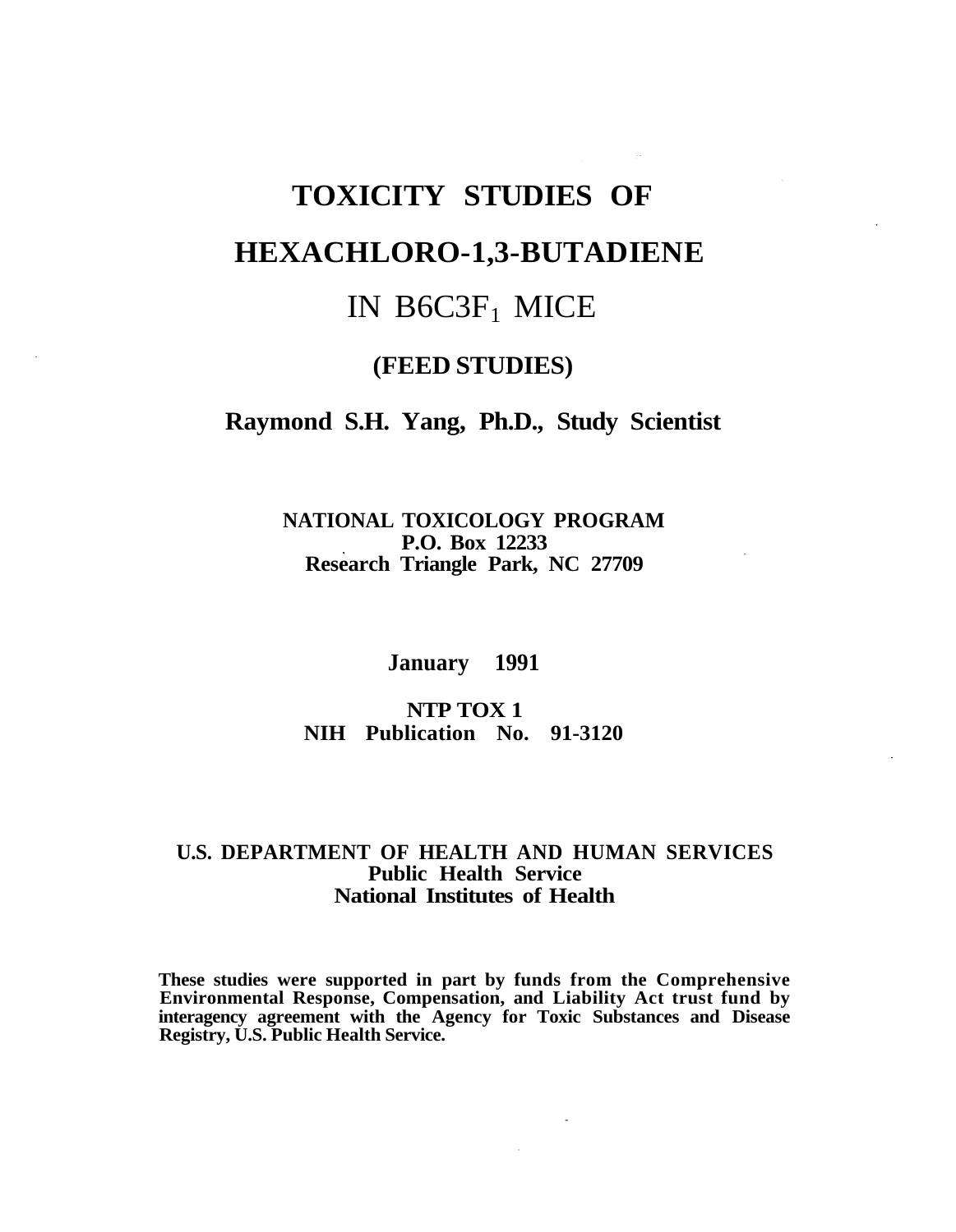# TOXICITY STUDIES OF

# HEXACHLORO-1,3-BUTADIENE

# IN B6C3F$_1$ MICE

## (FEED STUDIES)

**Raymond S.H. Yang, Ph.D., Study Scientist**

**NATIONAL TOXICOLOGY PROGRAM**
**P.O. Box 12233**
**Research Triangle Park, NC 27709**

**January 1991**

**NTP TOX 1**
**NIH Publication No. 91-3120**

**U.S. DEPARTMENT OF HEALTH AND HUMAN SERVICES**
**Public Health Service**
**National Institutes of Health**

**These studies were supported in part by funds from the Comprehensive Environmental Response, Compensation, and Liability Act trust fund by interagency agreement with the Agency for Toxic Substances and Disease Registry, U.S. Public Health Service.**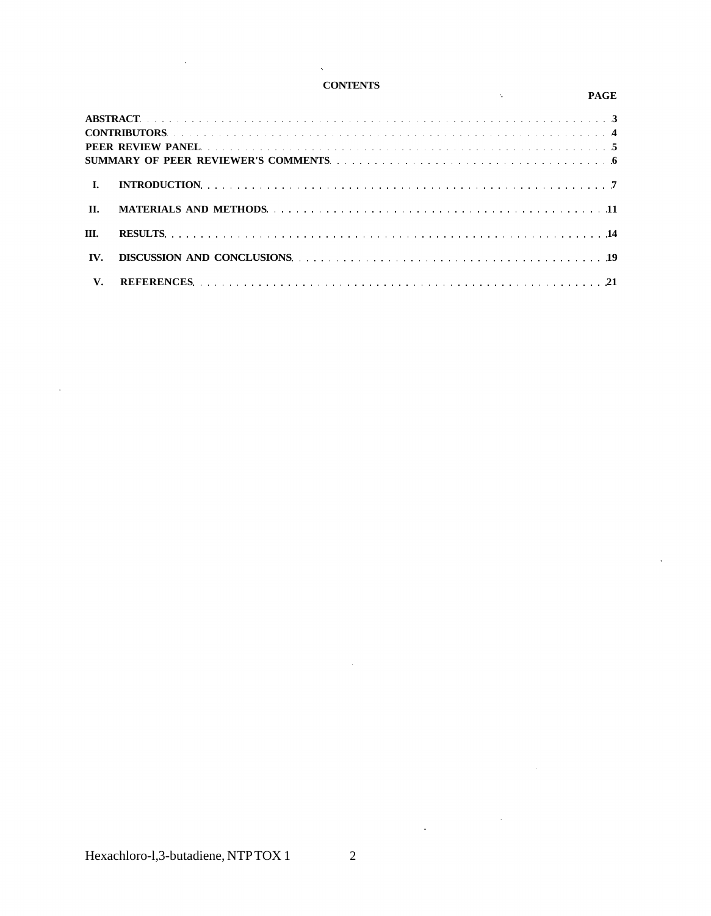# CONTENTS

| | PAGE |
|---|---|
| **ABSTRACT** | **3** |
| **CONTRIBUTORS** | **4** |
| **PEER REVIEW PANEL** | **5** |
| **SUMMARY OF PEER REVIEWER'S COMMENTS** | **6** |
| **I. INTRODUCTION** | **7** |
| **II. MATERIALS AND METHODS** | **11** |
| **III. RESULTS** | **14** |
| **IV. DISCUSSION AND CONCLUSIONS** | **19** |
| **V. REFERENCES** | **21** |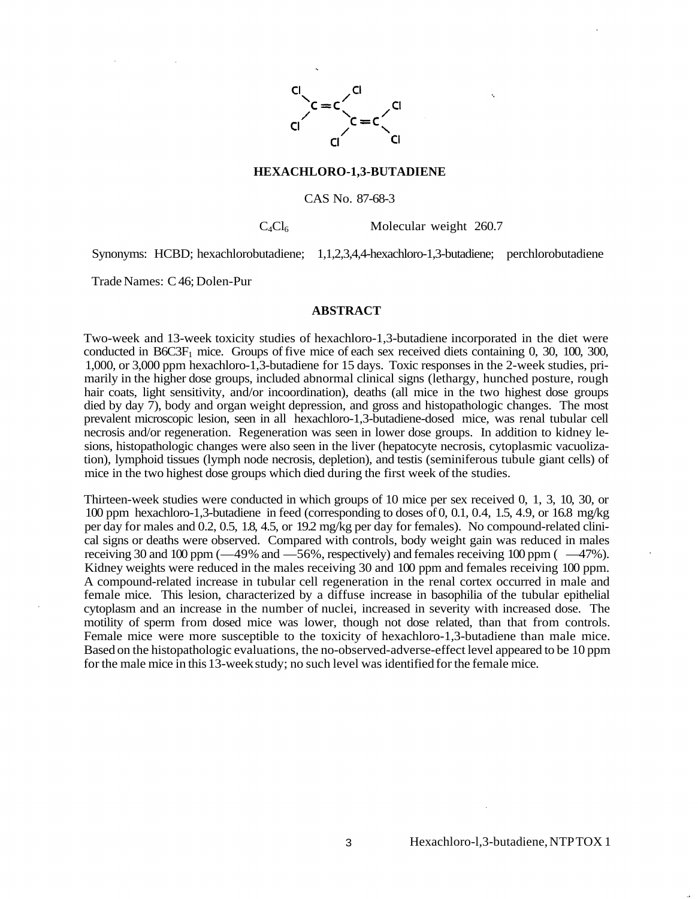# HEXACHLORO-1,3-BUTADIENE

CAS No. 87-68-3

$C_4Cl_6$ Molecular weight 260.7

Synonyms: HCBD; hexachlorobutadiene; 1,1,2,3,4,4-hexachloro-1,3-butadiene; perchlorobutadiene

Trade Names: C 46; Dolen-Pur

## ABSTRACT

Two-week and 13-week toxicity studies of hexachloro-1,3-butadiene incorporated in the diet were conducted in B6C3F$_1$ mice. Groups of five mice of each sex received diets containing 0, 30, 100, 300, 1,000, or 3,000 ppm hexachloro-1,3-butadiene for 15 days. Toxic responses in the 2-week studies, primarily in the higher dose groups, included abnormal clinical signs (lethargy, hunched posture, rough hair coats, light sensitivity, and/or incoordination), deaths (all mice in the two highest dose groups died by day 7), body and organ weight depression, and gross and histopathologic changes. The most prevalent microscopic lesion, seen in all hexachloro-1,3-butadiene-dosed mice, was renal tubular cell necrosis and/or regeneration. Regeneration was seen in lower dose groups. In addition to kidney lesions, histopathologic changes were also seen in the liver (hepatocyte necrosis, cytoplasmic vacuolization), lymphoid tissues (lymph node necrosis, depletion), and testis (seminiferous tubule giant cells) of mice in the two highest dose groups which died during the first week of the studies.

Thirteen-week studies were conducted in which groups of 10 mice per sex received 0, 1, 3, 10, 30, or 100 ppm hexachloro-1,3-butadiene in feed (corresponding to doses of 0, 0.1, 0.4, 1.5, 4.9, or 16.8 mg/kg per day for males and 0.2, 0.5, 1.8, 4.5, or 19.2 mg/kg per day for females). No compound-related clinical signs or deaths were observed. Compared with controls, body weight gain was reduced in males receiving 30 and 100 ppm (—49% and —56%, respectively) and females receiving 100 ppm ( —47%). Kidney weights were reduced in the males receiving 30 and 100 ppm and females receiving 100 ppm. A compound-related increase in tubular cell regeneration in the renal cortex occurred in male and female mice. This lesion, characterized by a diffuse increase in basophilia of the tubular epithelial cytoplasm and an increase in the number of nuclei, increased in severity with increased dose. The motility of sperm from dosed mice was lower, though not dose related, than that from controls. Female mice were more susceptible to the toxicity of hexachloro-1,3-butadiene than male mice. Based on the histopathologic evaluations, the no-observed-adverse-effect level appeared to be 10 ppm for the male mice in this 13-week study; no such level was identified for the female mice.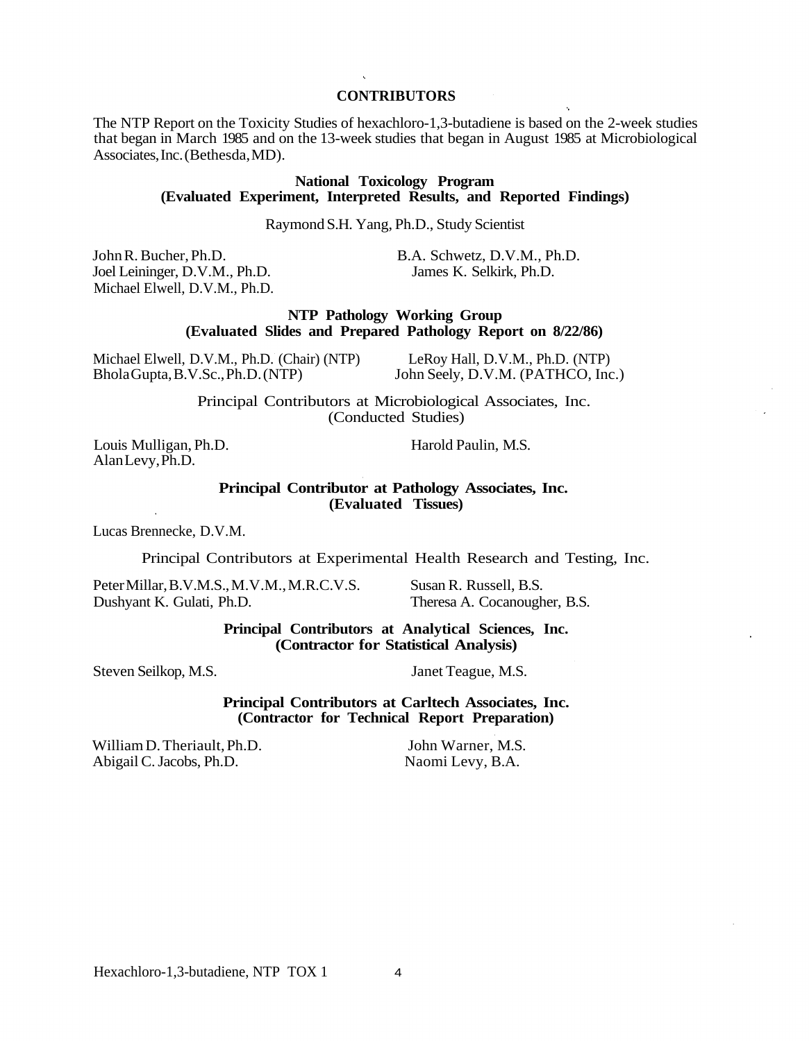# CONTRIBUTORS

The NTP Report on the Toxicity Studies of hexachloro-1,3-butadiene is based on the 2-week studies that began in March 1985 and on the 13-week studies that began in August 1985 at Microbiological Associates, Inc. (Bethesda, MD).

**National Toxicology Program**
**(Evaluated Experiment, Interpreted Results, and Reported Findings)**

Raymond S.H. Yang, Ph.D., Study Scientist

John R. Bucher, Ph.D.
Joel Leininger, D.V.M., Ph.D.
Michael Elwell, D.V.M., Ph.D.
B.A. Schwetz, D.V.M., Ph.D.
James K. Selkirk, Ph.D.

**NTP Pathology Working Group**
**(Evaluated Slides and Prepared Pathology Report on 8/22/86)**

Michael Elwell, D.V.M., Ph.D. (Chair) (NTP)
Bhola Gupta, B.V.Sc., Ph.D. (NTP)
LeRoy Hall, D.V.M., Ph.D. (NTP)
John Seely, D.V.M. (PATHCO, Inc.)

**Principal Contributors at Microbiological Associates, Inc.**
**(Conducted Studies)**

Louis Mulligan, Ph.D.
Alan Levy, Ph.D.
Harold Paulin, M.S.

**Principal Contributor at Pathology Associates, Inc.**
**(Evaluated Tissues)**

Lucas Brennecke, D.V.M.

**Principal Contributors at Experimental Health Research and Testing, Inc.**

Peter Millar, B.V.M.S., M.V.M., M.R.C.V.S.
Dushyant K. Gulati, Ph.D.
Susan R. Russell, B.S.
Theresa A. Cocanougher, B.S.

**Principal Contributors at Analytical Sciences, Inc.**
**(Contractor for Statistical Analysis)**

Steven Seilkop, M.S.
Janet Teague, M.S.

**Principal Contributors at Carltech Associates, Inc.**
**(Contractor for Technical Report Preparation)**

William D. Theriault, Ph.D.
Abigail C. Jacobs, Ph.D.
John Warner, M.S.
Naomi Levy, B.A.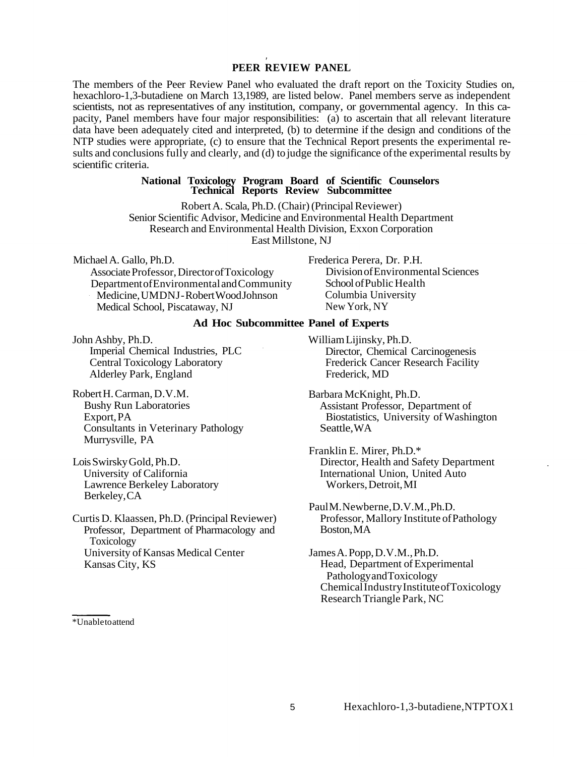## PEER REVIEW PANEL

The members of the Peer Review Panel who evaluated the draft report on the Toxicity Studies on, hexachloro-1,3-butadiene on March 13,1989, are listed below. Panel members serve as independent scientists, not as representatives of any institution, company, or governmental agency. In this capacity, Panel members have four major responsibilities: (a) to ascertain that all relevant literature data have been adequately cited and interpreted, (b) to determine if the design and conditions of the NTP studies were appropriate, (c) to ensure that the Technical Report presents the experimental results and conclusions fully and clearly, and (d) to judge the significance of the experimental results by scientific criteria.

### National Toxicology Program Board of Scientific Counselors Technical Reports Review Subcommittee

Robert A. Scala, Ph.D. (Chair) (Principal Reviewer)
Senior Scientific Advisor, Medicine and Environmental Health Department
Research and Environmental Health Division, Exxon Corporation
East Millstone, NJ

Michael A. Gallo, Ph.D.
Associate Professor, Director of Toxicology
Department of Environmental and Community Medicine, UMDNJ-Robert Wood Johnson Medical School, Piscataway, NJ

Frederica Perera, Dr. P.H.
Division of Environmental Sciences
School of Public Health
Columbia University
New York, NY

### Ad Hoc Subcommittee Panel of Experts

John Ashby, Ph.D.
Imperial Chemical Industries, PLC
Central Toxicology Laboratory
Alderley Park, England

Robert H. Carman, D.V.M.
Bushy Run Laboratories
Export, PA
Consultants in Veterinary Pathology
Murrysville, PA

Lois Swirsky Gold, Ph.D.
University of California
Lawrence Berkeley Laboratory
Berkeley, CA

Curtis D. Klaassen, Ph.D. (Principal Reviewer)
Professor, Department of Pharmacology and Toxicology
University of Kansas Medical Center
Kansas City, KS

William Lijinsky, Ph.D.
Director, Chemical Carcinogenesis
Frederick Cancer Research Facility
Frederick, MD

Barbara McKnight, Ph.D.
Assistant Professor, Department of Biostatistics, University of Washington
Seattle, WA

Franklin E. Mirer, Ph.D.*
Director, Health and Safety Department
International Union, United Auto Workers, Detroit, MI

Paul M. Newberne, D.V.M., Ph.D.
Professor, Mallory Institute of Pathology
Boston, MA

James A. Popp, D.V.M., Ph.D.
Head, Department of Experimental Pathology and Toxicology
Chemical Industry Institute of Toxicology
Research Triangle Park, NC

*Unable to attend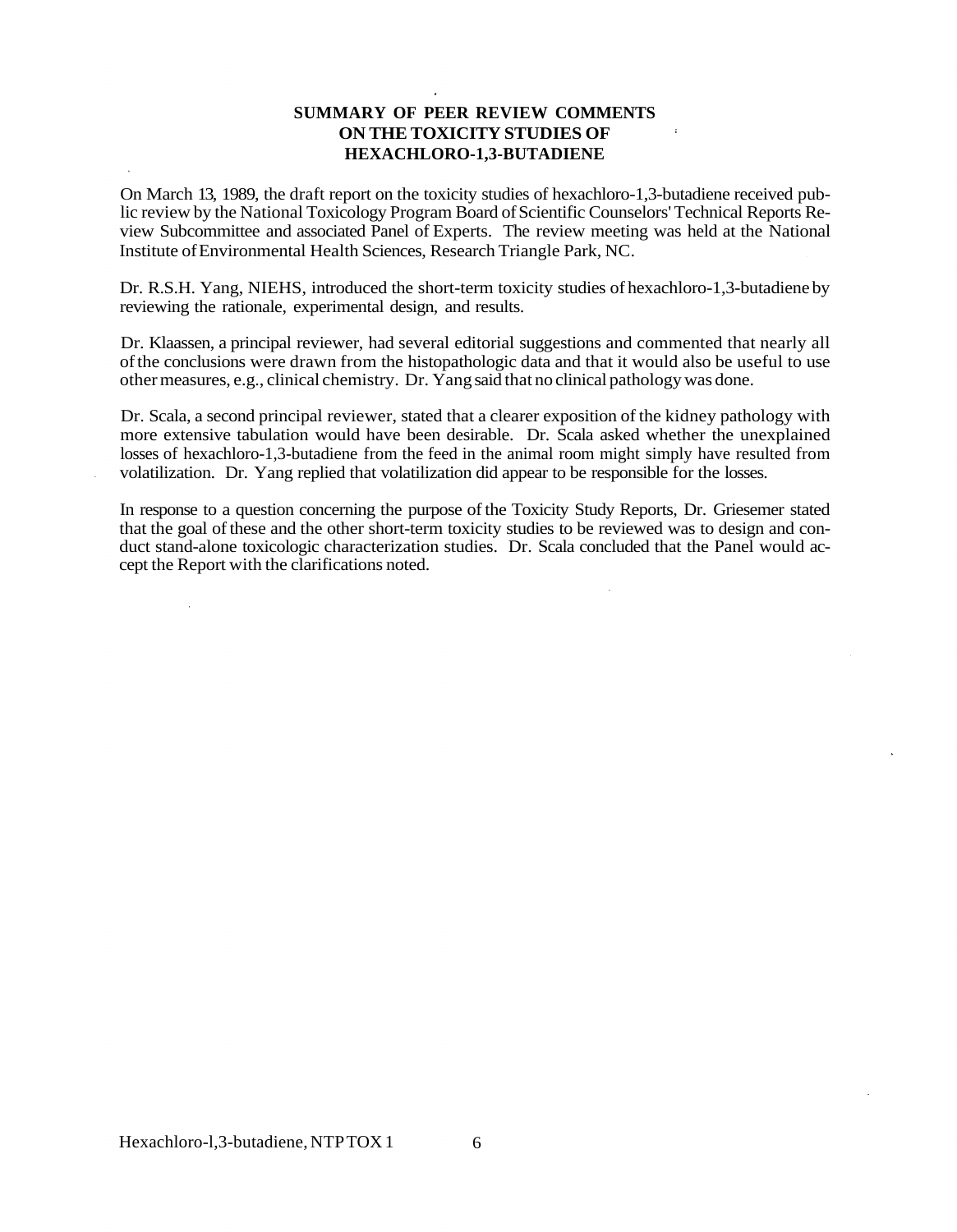# SUMMARY OF PEER REVIEW COMMENTS ON THE TOXICITY STUDIES OF HEXACHLORO-1,3-BUTADIENE

On March 13, 1989, the draft report on the toxicity studies of hexachloro-1,3-butadiene received public review by the National Toxicology Program Board of Scientific Counselors' Technical Reports Review Subcommittee and associated Panel of Experts. The review meeting was held at the National Institute of Environmental Health Sciences, Research Triangle Park, NC.

Dr. R.S.H. Yang, NIEHS, introduced the short-term toxicity studies of hexachloro-1,3-butadiene by reviewing the rationale, experimental design, and results.

Dr. Klaassen, a principal reviewer, had several editorial suggestions and commented that nearly all of the conclusions were drawn from the histopathologic data and that it would also be useful to use other measures, e.g., clinical chemistry. Dr. Yang said that no clinical pathology was done.

Dr. Scala, a second principal reviewer, stated that a clearer exposition of the kidney pathology with more extensive tabulation would have been desirable. Dr. Scala asked whether the unexplained losses of hexachloro-1,3-butadiene from the feed in the animal room might simply have resulted from volatilization. Dr. Yang replied that volatilization did appear to be responsible for the losses.

In response to a question concerning the purpose of the Toxicity Study Reports, Dr. Griesemer stated that the goal of these and the other short-term toxicity studies to be reviewed was to design and conduct stand-alone toxicologic characterization studies. Dr. Scala concluded that the Panel would accept the Report with the clarifications noted.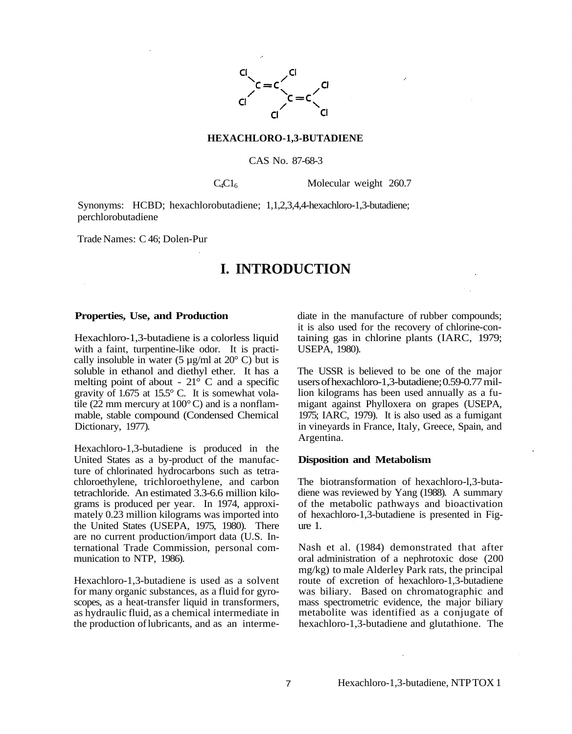## HEXACHLORO-1,3-BUTADIENE

CAS No. 87-68-3

$C_4Cl_6$ Molecular weight 260.7

Synonyms: HCBD; hexachlorobutadiene; 1,1,2,3,4,4-hexachloro-1,3-butadiene; perchlorobutadiene

Trade Names: C 46; Dolen-Pur

# I. INTRODUCTION

### Properties, Use, and Production

Hexachloro-1,3-butadiene is a colorless liquid with a faint, turpentine-like odor. It is practically insoluble in water (5 µg/ml at 20° C) but is soluble in ethanol and diethyl ether. It has a melting point of about - 21° C and a specific gravity of 1.675 at 15.5° C. It is somewhat volatile (22 mm mercury at 100° C) and is a nonflammable, stable compound (Condensed Chemical Dictionary, 1977).

Hexachloro-1,3-butadiene is produced in the United States as a by-product of the manufacture of chlorinated hydrocarbons such as tetrachloroethylene, trichloroethylene, and carbon tetrachloride. An estimated 3.3-6.6 million kilograms is produced per year. In 1974, approximately 0.23 million kilograms was imported into the United States (USEPA, 1975, 1980). There are no current production/import data (U.S. International Trade Commission, personal communication to NTP, 1986).

Hexachloro-1,3-butadiene is used as a solvent for many organic substances, as a fluid for gyroscopes, as a heat-transfer liquid in transformers, as hydraulic fluid, as a chemical intermediate in the production of lubricants, and as an intermediate in the manufacture of rubber compounds; it is also used for the recovery of chlorine-containing gas in chlorine plants (IARC, 1979; USEPA, 1980).

The USSR is believed to be one of the major users of hexachloro-1,3-butadiene; 0.59-0.77 million kilograms has been used annually as a fumigant against Phylloxera on grapes (USEPA, 1975; IARC, 1979). It is also used as a fumigant in vineyards in France, Italy, Greece, Spain, and Argentina.

### Disposition and Metabolism

The biotransformation of hexachloro-l,3-butadiene was reviewed by Yang (1988). A summary of the metabolic pathways and bioactivation of hexachloro-1,3-butadiene is presented in Figure 1.

Nash et al. (1984) demonstrated that after oral administration of a nephrotoxic dose (200 mg/kg) to male Alderley Park rats, the principal route of excretion of hexachloro-1,3-butadiene was biliary. Based on chromatographic and mass spectrometric evidence, the major biliary metabolite was identified as a conjugate of hexachloro-1,3-butadiene and glutathione. The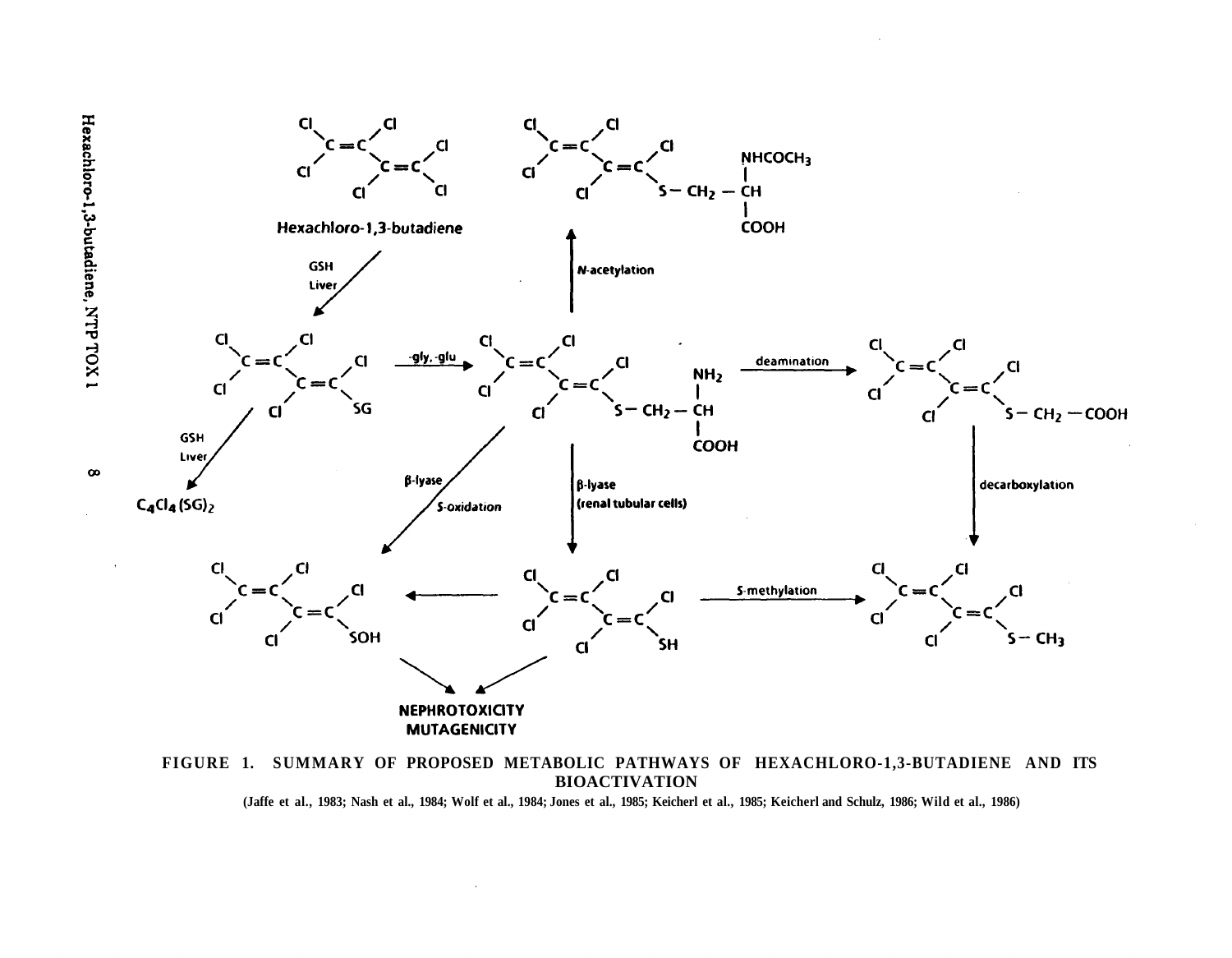Hexachloro-1,3-butadiene

GSH
Liver

-gly, -glu

N-acetylation

deamination

GSH
Liver

$C_4Cl_4(SG)_2$

β-lyase
S-oxidation

β-lyase
(renal tubular cells)

decarboxylation

S-methylation

NEPHROTOXICITY
MUTAGENICITY

FIGURE 1. SUMMARY OF PROPOSED METABOLIC PATHWAYS OF HEXACHLORO-1,3-BUTADIENE AND ITS BIOACTIVATION

(Jaffe et al., 1983; Nash et al., 1984; Wolf et al., 1984; Jones et al., 1985; Keicherl et al., 1985; Keicherl and Schulz, 1986; Wild et al., 1986)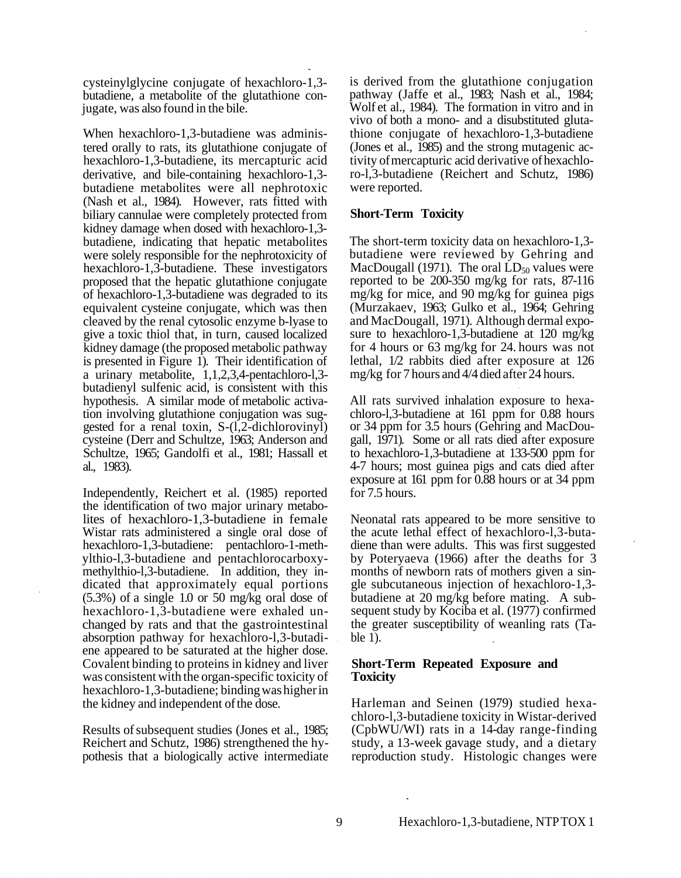cysteinylglycine conjugate of hexachloro-1,3-butadiene, a metabolite of the glutathione conjugate, was also found in the bile.

When hexachloro-1,3-butadiene was administered orally to rats, its glutathione conjugate of hexachloro-1,3-butadiene, its mercapturic acid derivative, and bile-containing hexachloro-1,3-butadiene metabolites were all nephrotoxic (Nash et al., 1984). However, rats fitted with biliary cannulae were completely protected from kidney damage when dosed with hexachloro-1,3-butadiene, indicating that hepatic metabolites were solely responsible for the nephrotoxicity of hexachloro-1,3-butadiene. These investigators proposed that the hepatic glutathione conjugate of hexachloro-1,3-butadiene was degraded to its equivalent cysteine conjugate, which was then cleaved by the renal cytosolic enzyme b-lyase to give a toxic thiol that, in turn, caused localized kidney damage (the proposed metabolic pathway is presented in Figure 1). Their identification of a urinary metabolite, 1,1,2,3,4-pentachloro-l,3-butadienyl sulfenic acid, is consistent with this hypothesis. A similar mode of metabolic activation involving glutathione conjugation was suggested for a renal toxin, S-(l,2-dichlorovinyl) cysteine (Derr and Schultze, 1963; Anderson and Schultze, 1965; Gandolfi et al., 1981; Hassall et al., 1983).

Independently, Reichert et al. (1985) reported the identification of two major urinary metabolites of hexachloro-1,3-butadiene in female Wistar rats administered a single oral dose of hexachloro-1,3-butadiene: pentachloro-1-methylthio-l,3-butadiene and pentachlorocarboxymethylthio-l,3-butadiene. In addition, they indicated that approximately equal portions (5.3%) of a single 1.0 or 50 mg/kg oral dose of hexachloro-1,3-butadiene were exhaled unchanged by rats and that the gastrointestinal absorption pathway for hexachloro-l,3-butadiene appeared to be saturated at the higher dose. Covalent binding to proteins in kidney and liver was consistent with the organ-specific toxicity of hexachloro-1,3-butadiene; binding was higher in the kidney and independent of the dose.

Results of subsequent studies (Jones et al., 1985; Reichert and Schutz, 1986) strengthened the hypothesis that a biologically active intermediate is derived from the glutathione conjugation pathway (Jaffe et al., 1983; Nash et al., 1984; Wolf et al., 1984). The formation in vitro and in vivo of both a mono- and a disubstituted glutathione conjugate of hexachloro-1,3-butadiene (Jones et al., 1985) and the strong mutagenic activity of mercapturic acid derivative of hexachloro-l,3-butadiene (Reichert and Schutz, 1986) were reported.

**Short-Term Toxicity**

The short-term toxicity data on hexachloro-1,3-butadiene were reviewed by Gehring and MacDougall (1971). The oral $LD_{50}$ values were reported to be 200-350 mg/kg for rats, 87-116 mg/kg for mice, and 90 mg/kg for guinea pigs (Murzakaev, 1963; Gulko et al., 1964; Gehring and MacDougall, 1971). Although dermal exposure to hexachloro-1,3-butadiene at 120 mg/kg for 4 hours or 63 mg/kg for 24. hours was not lethal, 1/2 rabbits died after exposure at 126 mg/kg for 7 hours and 4/4 died after 24 hours.

All rats survived inhalation exposure to hexachloro-l,3-butadiene at 161 ppm for 0.88 hours or 34 ppm for 3.5 hours (Gehring and MacDougall, 1971). Some or all rats died after exposure to hexachloro-1,3-butadiene at 133-500 ppm for 4-7 hours; most guinea pigs and cats died after exposure at 161 ppm for 0.88 hours or at 34 ppm for 7.5 hours.

Neonatal rats appeared to be more sensitive to the acute lethal effect of hexachloro-l,3-butadiene than were adults. This was first suggested by Poteryaeva (1966) after the deaths for 3 months of newborn rats of mothers given a single subcutaneous injection of hexachloro-1,3-butadiene at 20 mg/kg before mating. A subsequent study by Kociba et al. (1977) confirmed the greater susceptibility of weanling rats (Table 1).

**Short-Term Repeated Exposure and Toxicity**

Harleman and Seinen (1979) studied hexachloro-l,3-butadiene toxicity in Wistar-derived (CpbWU/WI) rats in a 14-day range-finding study, a 13-week gavage study, and a dietary reproduction study. Histologic changes were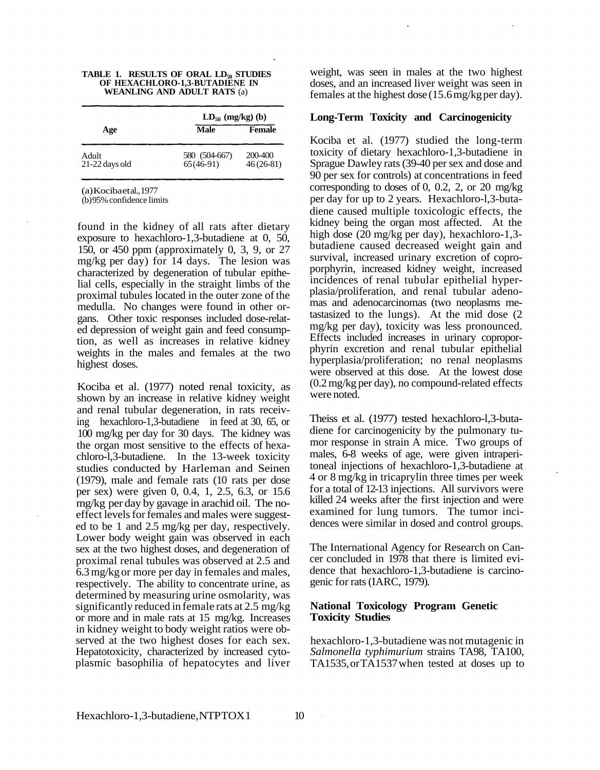**TABLE 1. RESULTS OF ORAL $LD_{50}$ STUDIES OF HEXACHLORO-1,3-BUTADIENE IN WEANLING AND ADULT RATS** (a)

| Age | $LD_{50}$ (mg/kg) (b) | |
|---|---|---|
| | Male | Female |
| Adult | 580 (504-667) | 200-400 |
| 21-22 days old | 65 (46-91) | 46 (26-81) |

(a) Kociba et al., 1977
(b) 95% confidence limits

found in the kidney of all rats after dietary exposure to hexachloro-1,3-butadiene at 0, 50, 150, or 450 ppm (approximately 0, 3, 9, or 27 mg/kg per day) for 14 days. The lesion was characterized by degeneration of tubular epithelial cells, especially in the straight limbs of the proximal tubules located in the outer zone of the medulla. No changes were found in other organs. Other toxic responses included dose-related depression of weight gain and feed consumption, as well as increases in relative kidney weights in the males and females at the two highest doses.

Kociba et al. (1977) noted renal toxicity, as shown by an increase in relative kidney weight and renal tubular degeneration, in rats receiving hexachloro-1,3-butadiene in feed at 30, 65, or 100 mg/kg per day for 30 days. The kidney was the organ most sensitive to the effects of hexachloro-l,3-butadiene. In the 13-week toxicity studies conducted by Harleman and Seinen (1979), male and female rats (10 rats per dose per sex) were given 0, 0.4, 1, 2.5, 6.3, or 15.6 mg/kg per day by gavage in arachid oil. The no-effect levels for females and males were suggested to be 1 and 2.5 mg/kg per day, respectively. Lower body weight gain was observed in each sex at the two highest doses, and degeneration of proximal renal tubules was observed at 2.5 and 6.3 mg/kg or more per day in females and males, respectively. The ability to concentrate urine, as determined by measuring urine osmolarity, was significantly reduced in female rats at 2.5 mg/kg or more and in male rats at 15 mg/kg. Increases in kidney weight to body weight ratios were observed at the two highest doses for each sex. Hepatotoxicity, characterized by increased cytoplasmic basophilia of hepatocytes and liver weight, was seen in males at the two highest doses, and an increased liver weight was seen in females at the highest dose (15.6 mg/kg per day).

## Long-Term Toxicity and Carcinogenicity

Kociba et al. (1977) studied the long-term toxicity of dietary hexachloro-1,3-butadiene in Sprague Dawley rats (39-40 per sex and dose and 90 per sex for controls) at concentrations in feed corresponding to doses of 0, 0.2, 2, or 20 mg/kg per day for up to 2 years. Hexachloro-l,3-butadiene caused multiple toxicologic effects, the kidney being the organ most affected. At the high dose (20 mg/kg per day), hexachloro-1,3-butadiene caused decreased weight gain and survival, increased urinary excretion of coproporphyrin, increased kidney weight, increased incidences of renal tubular epithelial hyperplasia/proliferation, and renal tubular adenomas and adenocarcinomas (two neoplasms metastasized to the lungs). At the mid dose (2 mg/kg per day), toxicity was less pronounced. Effects included increases in urinary coproporphyrin excretion and renal tubular epithelial hyperplasia/proliferation; no renal neoplasms were observed at this dose. At the lowest dose (0.2 mg/kg per day), no compound-related effects were noted.

Theiss et al. (1977) tested hexachloro-l,3-butadiene for carcinogenicity by the pulmonary tumor response in strain A mice. Two groups of males, 6-8 weeks of age, were given intraperitoneal injections of hexachloro-1,3-butadiene at 4 or 8 mg/kg in tricaprylin three times per week for a total of 12-13 injections. All survivors were killed 24 weeks after the first injection and were examined for lung tumors. The tumor incidences were similar in dosed and control groups.

The International Agency for Research on Cancer concluded in 1978 that there is limited evidence that hexachloro-1,3-butadiene is carcinogenic for rats (IARC, 1979).

## National Toxicology Program Genetic Toxicity Studies

hexachloro-1,3-butadiene was not mutagenic in *Salmonella typhimurium* strains TA98, TA100, TA1535, or TA1537 when tested at doses up to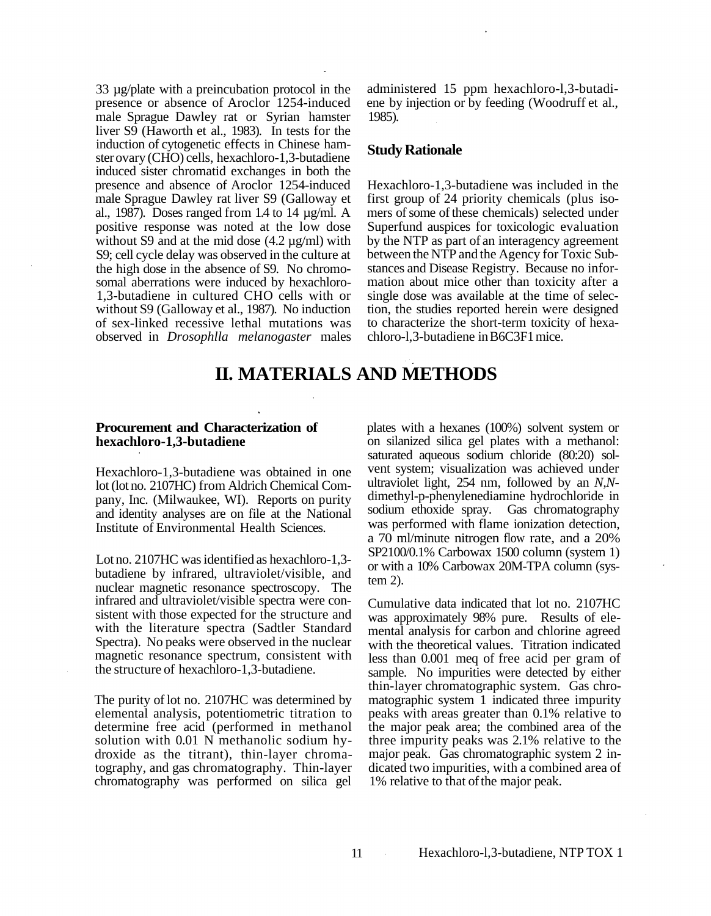33 µg/plate with a preincubation protocol in the presence or absence of Aroclor 1254-induced male Sprague Dawley rat or Syrian hamster liver S9 (Haworth et al., 1983). In tests for the induction of cytogenetic effects in Chinese hamster ovary (CHO) cells, hexachloro-1,3-butadiene induced sister chromatid exchanges in both the presence and absence of Aroclor 1254-induced male Sprague Dawley rat liver S9 (Galloway et al., 1987). Doses ranged from 1.4 to 14 µg/ml. A positive response was noted at the low dose without S9 and at the mid dose (4.2 µg/ml) with S9; cell cycle delay was observed in the culture at the high dose in the absence of S9. No chromosomal aberrations were induced by hexachloro-1,3-butadiene in cultured CHO cells with or without S9 (Galloway et al., 1987). No induction of sex-linked recessive lethal mutations was observed in *Drosophlla melanogaster* males administered 15 ppm hexachloro-l,3-butadiene by injection or by feeding (Woodruff et al., 1985).

### Study Rationale

Hexachloro-1,3-butadiene was included in the first group of 24 priority chemicals (plus isomers of some of these chemicals) selected under Superfund auspices for toxicologic evaluation by the NTP as part of an interagency agreement between the NTP and the Agency for Toxic Substances and Disease Registry. Because no information about mice other than toxicity after a single dose was available at the time of selection, the studies reported herein were designed to characterize the short-term toxicity of hexachloro-l,3-butadiene in B6C3F1 mice.

## II. MATERIALS AND METHODS

### Procurement and Characterization of hexachloro-1,3-butadiene

Hexachloro-1,3-butadiene was obtained in one lot (lot no. 2107HC) from Aldrich Chemical Company, Inc. (Milwaukee, WI). Reports on purity and identity analyses are on file at the National Institute of Environmental Health Sciences.

Lot no. 2107HC was identified as hexachloro-1,3-butadiene by infrared, ultraviolet/visible, and nuclear magnetic resonance spectroscopy. The infrared and ultraviolet/visible spectra were consistent with those expected for the structure and with the literature spectra (Sadtler Standard Spectra). No peaks were observed in the nuclear magnetic resonance spectrum, consistent with the structure of hexachloro-1,3-butadiene.

The purity of lot no. 2107HC was determined by elemental analysis, potentiometric titration to determine free acid (performed in methanol solution with 0.01 N methanolic sodium hydroxide as the titrant), thin-layer chromatography, and gas chromatography. Thin-layer chromatography was performed on silica gel plates with a hexanes (100%) solvent system or on silanized silica gel plates with a methanol: saturated aqueous sodium chloride (80:20) solvent system; visualization was achieved under ultraviolet light, 254 nm, followed by an *N,N*-dimethyl-p-phenylenediamine hydrochloride in sodium ethoxide spray. Gas chromatography was performed with flame ionization detection, a 70 ml/minute nitrogen flow rate, and a 20% SP2100/0.1% Carbowax 1500 column (system 1) or with a 10% Carbowax 20M-TPA column (system 2).

Cumulative data indicated that lot no. 2107HC was approximately 98% pure. Results of elemental analysis for carbon and chlorine agreed with the theoretical values. Titration indicated less than 0.001 meq of free acid per gram of sample. No impurities were detected by either thin-layer chromatographic system. Gas chromatographic system 1 indicated three impurity peaks with areas greater than 0.1% relative to the major peak area; the combined area of the three impurity peaks was 2.1% relative to the major peak. Gas chromatographic system 2 indicated two impurities, with a combined area of 1% relative to that of the major peak.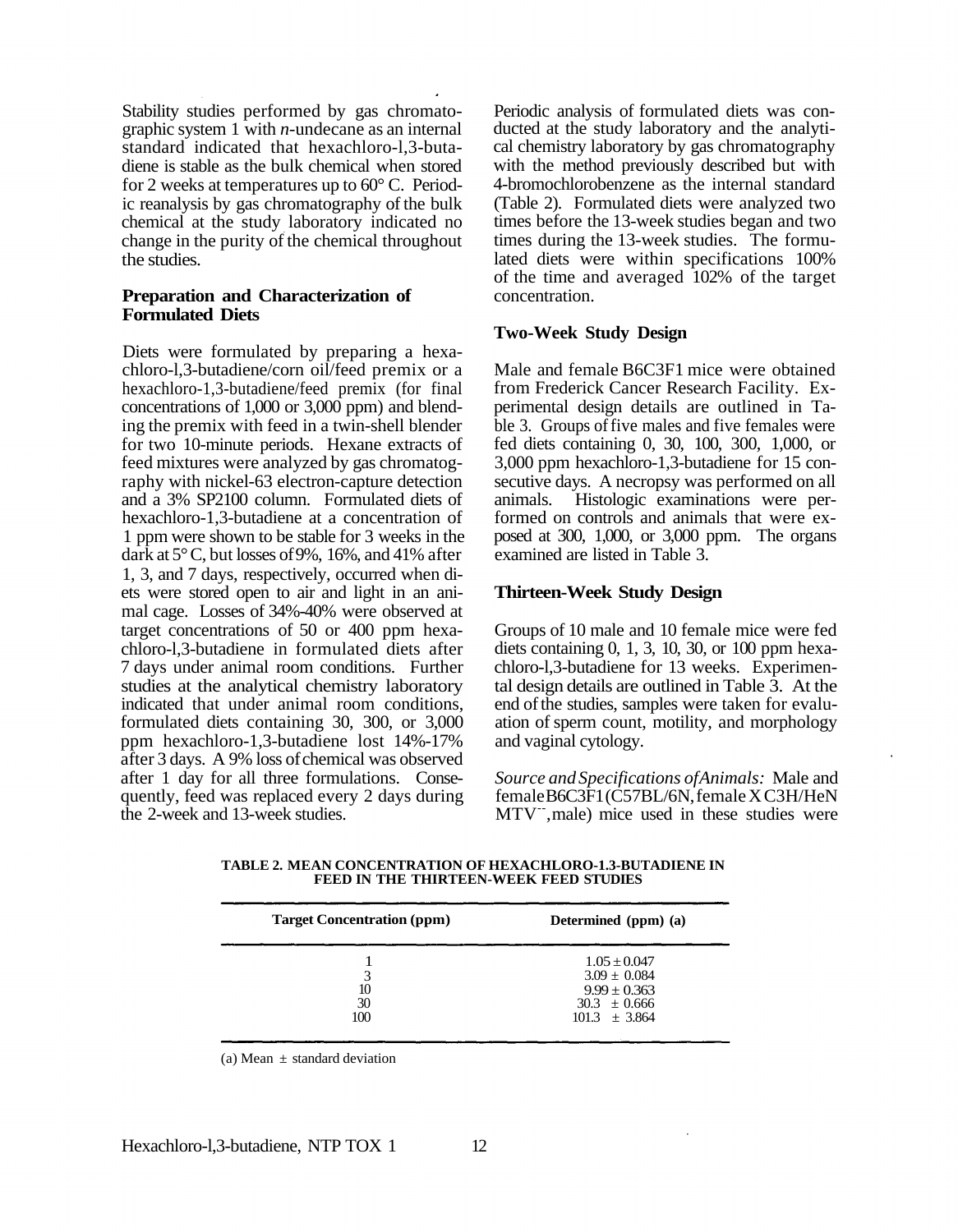Stability studies performed by gas chromatographic system 1 with *n*-undecane as an internal standard indicated that hexachloro-l,3-butadiene is stable as the bulk chemical when stored for 2 weeks at temperatures up to 60° C. Periodic reanalysis by gas chromatography of the bulk chemical at the study laboratory indicated no change in the purity of the chemical throughout the studies.

### Preparation and Characterization of Formulated Diets

Diets were formulated by preparing a hexachloro-l,3-butadiene/corn oil/feed premix or a hexachloro-1,3-butadiene/feed premix (for final concentrations of 1,000 or 3,000 ppm) and blending the premix with feed in a twin-shell blender for two 10-minute periods. Hexane extracts of feed mixtures were analyzed by gas chromatography with nickel-63 electron-capture detection and a 3% SP2100 column. Formulated diets of hexachloro-l,3-butadiene at a concentration of 1 ppm were shown to be stable for 3 weeks in the dark at 5° C, but losses of 9%, 16%, and 41% after 1, 3, and 7 days, respectively, occurred when diets were stored open to air and light in an animal cage. Losses of 34%-40% were observed at target concentrations of 50 or 400 ppm hexachloro-l,3-butadiene in formulated diets after 7 days under animal room conditions. Further studies at the analytical chemistry laboratory indicated that under animal room conditions, formulated diets containing 30, 300, or 3,000 ppm hexachloro-1,3-butadiene lost 14%-17% after 3 days. A 9% loss of chemical was observed after 1 day for all three formulations. Consequently, feed was replaced every 2 days during the 2-week and 13-week studies.

Periodic analysis of formulated diets was conducted at the study laboratory and the analytical chemistry laboratory by gas chromatography with the method previously described but with 4-bromochlorobenzene as the internal standard (Table 2). Formulated diets were analyzed two times before the 13-week studies began and two times during the 13-week studies. The formulated diets were within specifications 100% of the time and averaged 102% of the target concentration.

### Two-Week Study Design

Male and female B6C3F1 mice were obtained from Frederick Cancer Research Facility. Experimental design details are outlined in Table 3. Groups of five males and five females were fed diets containing 0, 30, 100, 300, 1,000, or 3,000 ppm hexachloro-l,3-butadiene for 15 consecutive days. A necropsy was performed on all animals. Histologic examinations were performed on controls and animals that were exposed at 300, 1,000, or 3,000 ppm. The organs examined are listed in Table 3.

### Thirteen-Week Study Design

Groups of 10 male and 10 female mice were fed diets containing 0, 1, 3, 10, 30, or 100 ppm hexachloro-l,3-butadiene for 13 weeks. Experimental design details are outlined in Table 3. At the end of the studies, samples were taken for evaluation of sperm count, motility, and morphology and vaginal cytology.

*Source and Specifications of Animals:* Male and female B6C3F1 (C57BL/6N, female X C3H/HeN MTV⁻⁻, male) mice used in these studies were

**TABLE 2. MEAN CONCENTRATION OF HEXACHLORO-1.3-BUTADIENE IN FEED IN THE THIRTEEN-WEEK FEED STUDIES**

| Target Concentration (ppm) | Determined (ppm) (a) |
|---|---|
| 1 | 1.05 ± 0.047 |
| 3 | 3.09 ± 0.084 |
| 10 | 9.99 ± 0.363 |
| 30 | 30.3 ± 0.666 |
| 100 | 101.3 ± 3.864 |

(a) Mean ± standard deviation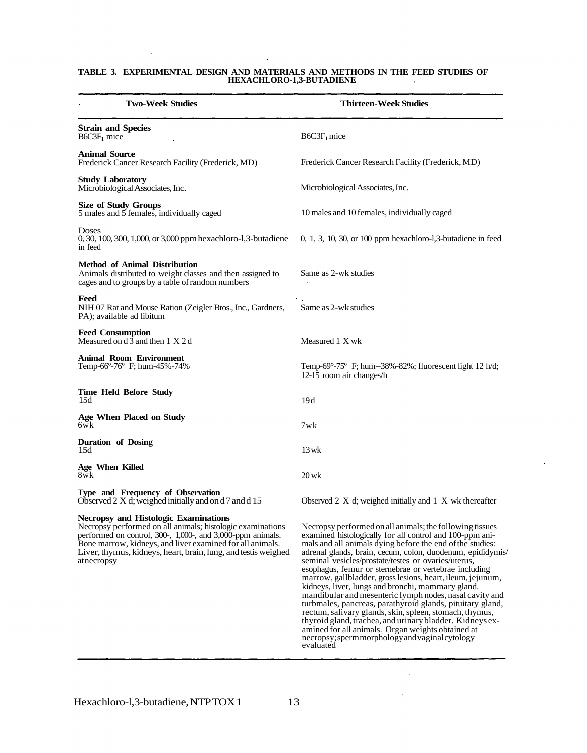**TABLE 3. EXPERIMENTAL DESIGN AND MATERIALS AND METHODS IN THE FEED STUDIES OF HEXACHLORO-1,3-BUTADIENE**

| Two-Week Studies | Thirteen-Week Studies |
|---|---|
| **Strain and Species** | |
| $B6C3F_1$ mice | $B6C3F_1$ mice |
| **Animal Source** | |
| Frederick Cancer Research Facility (Frederick, MD) | Frederick Cancer Research Facility (Frederick, MD) |
| **Study Laboratory** | |
| Microbiological Associates, Inc. | Microbiological Associates, Inc. |
| **Size of Study Groups** | |
| 5 males and 5 females, individually caged | 10 males and 10 females, individually caged |
| **Doses** | |
| 0, 30, 100, 300, 1,000, or 3,000 ppm hexachloro-l,3-butadiene in feed | 0, 1, 3, 10, 30, or 100 ppm hexachloro-l,3-butadiene in feed |
| **Method of Animal Distribution** | |
| Animals distributed to weight classes and then assigned to cages and to groups by a table of random numbers | Same as 2-wk studies |
| **Feed** | |
| NIH 07 Rat and Mouse Ration (Zeigler Bros., Inc., Gardners, PA); available ad libitum | Same as 2-wk studies |
| **Feed Consumption** | |
| Measured on d 3 and then 1 X 2 d | Measured 1 X wk |
| **Animal Room Environment** | |
| Temp-66º-76º F; hum-45%-74% | Temp-69°-75º F; hum--38%-82%; fluorescent light 12 h/d; 12-15 room air changes/h |
| **Time Held Before Study** | |
| 15d | 19d |
| **Age When Placed on Study** | |
| 6wk | 7wk |
| **Duration of Dosing** | |
| 15d | 13wk |
| **Age When Killed** | |
| 8wk | 20 wk |
| **Type and Frequency of Observation** | |
| Observed 2 X d; weighed initially and on d 7 and d 15 | Observed 2 X d; weighed initially and 1 X wk thereafter |
| **Necropsy and Histologic Examinations** | |
| Necropsy performed on all animals; histologic examinations performed on control, 300-, 1,000-, and 3,000-ppm animals. Bone marrow, kidneys, and liver examined for all animals. Liver, thymus, kidneys, heart, brain, lung, and testis weighed at necropsy | Necropsy performed on all animals; the following tissues examined histologically for all control and 100-ppm animals and all animals dying before the end of the studies: adrenal glands, brain, cecum, colon, duodenum, epididymis/seminal vesicles/prostate/testes or ovaries/uterus, esophagus, femur or sternebrae or vertebrae including marrow, gallbladder, gross lesions, heart, ileum, jejunum, kidneys, liver, lungs and bronchi, mammary gland. mandibular and mesenteric lymph nodes, nasal cavity and turbmales, pancreas, parathyroid glands, pituitary gland, rectum, salivary glands, skin, spleen, stomach, thymus, thyroid gland, trachea, and urinary bladder. Kidneys examined for all animals. Organ weights obtained at necropsy; sperm morphology and vaginal cytology evaluated |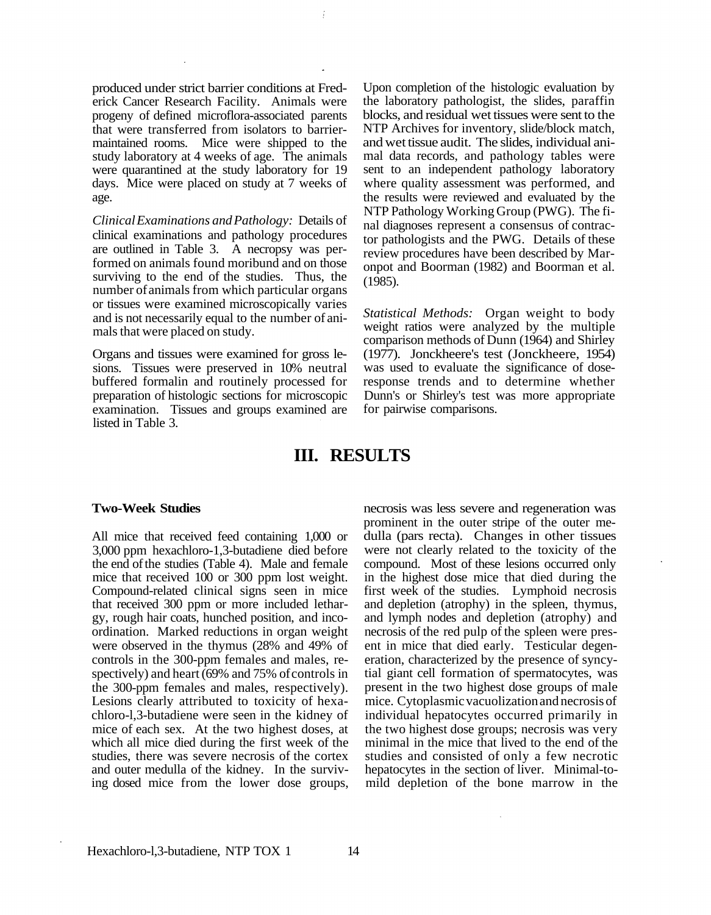produced under strict barrier conditions at Frederick Cancer Research Facility. Animals were progeny of defined microflora-associated parents that were transferred from isolators to barrier-maintained rooms. Mice were shipped to the study laboratory at 4 weeks of age. The animals were quarantined at the study laboratory for 19 days. Mice were placed on study at 7 weeks of age.

*Clinical Examinations and Pathology:* Details of clinical examinations and pathology procedures are outlined in Table 3. A necropsy was performed on animals found moribund and on those surviving to the end of the studies. Thus, the number of animals from which particular organs or tissues were examined microscopically varies and is not necessarily equal to the number of animals that were placed on study.

Organs and tissues were examined for gross lesions. Tissues were preserved in 10% neutral buffered formalin and routinely processed for preparation of histologic sections for microscopic examination. Tissues and groups examined are listed in Table 3.

Upon completion of the histologic evaluation by the laboratory pathologist, the slides, paraffin blocks, and residual wet tissues were sent to the NTP Archives for inventory, slide/block match, and wet tissue audit. The slides, individual animal data records, and pathology tables were sent to an independent pathology laboratory where quality assessment was performed, and the results were reviewed and evaluated by the NTP Pathology Working Group (PWG). The final diagnoses represent a consensus of contractor pathologists and the PWG. Details of these review procedures have been described by Maronpot and Boorman (1982) and Boorman et al. (1985).

*Statistical Methods:* Organ weight to body weight ratios were analyzed by the multiple comparison methods of Dunn (1964) and Shirley (1977). Jonckheere's test (Jonckheere, 1954) was used to evaluate the significance of dose-response trends and to determine whether Dunn's or Shirley's test was more appropriate for pairwise comparisons.

# III. RESULTS

### Two-Week Studies

All mice that received feed containing 1,000 or 3,000 ppm hexachloro-1,3-butadiene died before the end of the studies (Table 4). Male and female mice that received 100 or 300 ppm lost weight. Compound-related clinical signs seen in mice that received 300 ppm or more included lethargy, rough hair coats, hunched position, and incoordination. Marked reductions in organ weight were observed in the thymus (28% and 49% of controls in the 300-ppm females and males, respectively) and heart (69% and 75% of controls in the 300-ppm females and males, respectively). Lesions clearly attributed to toxicity of hexachloro-l,3-butadiene were seen in the kidney of mice of each sex. At the two highest doses, at which all mice died during the first week of the studies, there was severe necrosis of the cortex and outer medulla of the kidney. In the surviving dosed mice from the lower dose groups, necrosis was less severe and regeneration was prominent in the outer stripe of the outer medulla (pars recta). Changes in other tissues were not clearly related to the toxicity of the compound. Most of these lesions occurred only in the highest dose mice that died during the first week of the studies. Lymphoid necrosis and depletion (atrophy) in the spleen, thymus, and lymph nodes and depletion (atrophy) and necrosis of the red pulp of the spleen were present in mice that died early. Testicular degeneration, characterized by the presence of syncytial giant cell formation of spermatocytes, was present in the two highest dose groups of male mice. Cytoplasmic vacuolization and necrosis of individual hepatocytes occurred primarily in the two highest dose groups; necrosis was very minimal in the mice that lived to the end of the studies and consisted of only a few necrotic hepatocytes in the section of liver. Minimal-to-mild depletion of the bone marrow in the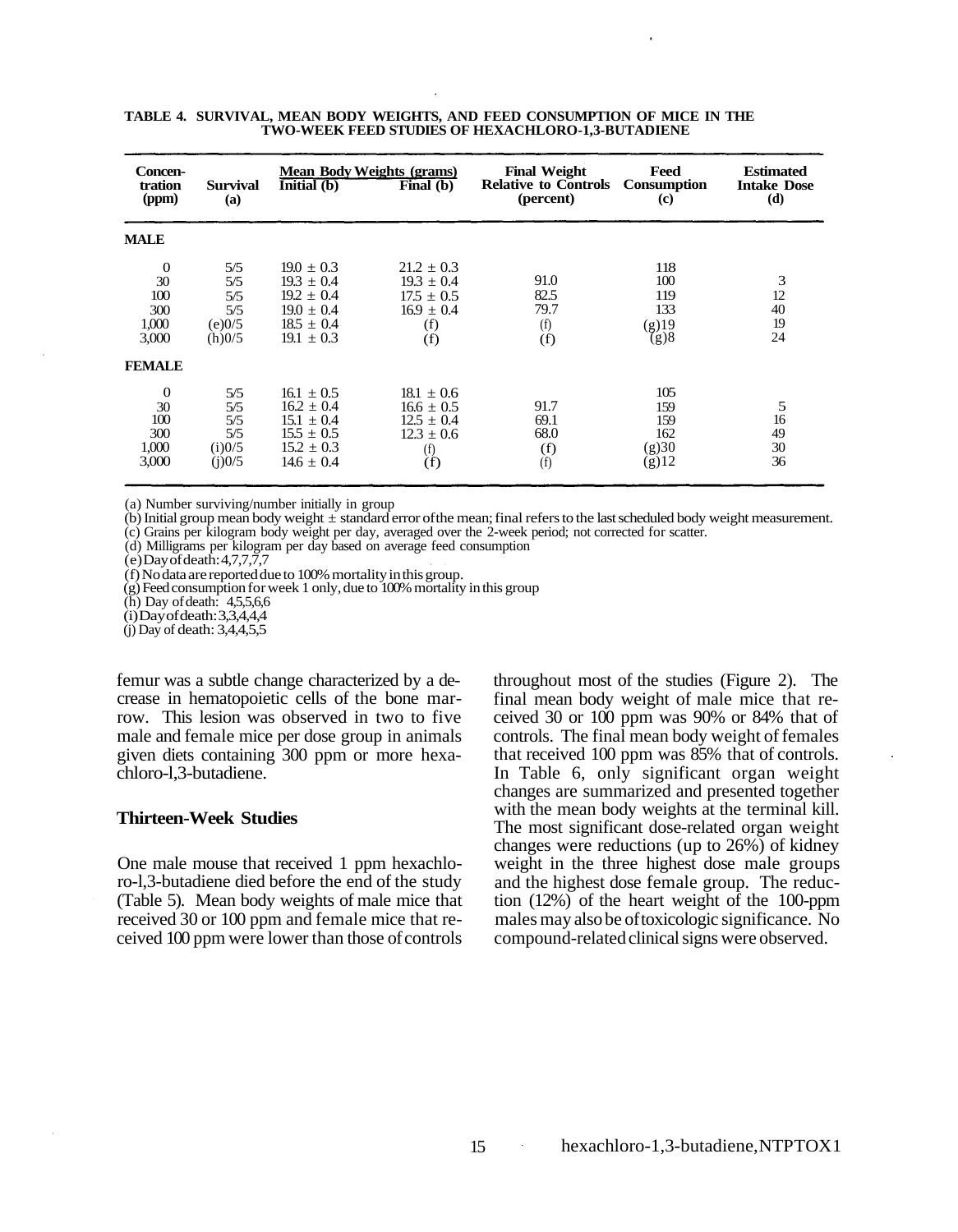**TABLE 4. SURVIVAL, MEAN BODY WEIGHTS, AND FEED CONSUMPTION OF MICE IN THE TWO-WEEK FEED STUDIES OF HEXACHLORO-1,3-BUTADIENE**

| Concentration (ppm) | Survival (a) | Mean Body Weights (grams) Initial (b) | Final (b) | Final Weight Relative to Controls (percent) | Feed Consumption (c) | Estimated Intake Dose (d) |
|---|---|---|---|---|---|---|
| **MALE** | | | | | | |
| 0 | 5/5 | 19.0 ± 0.3 | 21.2 ± 0.3 | | 118 | |
| 30 | 5/5 | 19.3 ± 0.4 | 19.3 ± 0.4 | 91.0 | 100 | 3 |
| 100 | 5/5 | 19.2 ± 0.4 | 17.5 ± 0.5 | 82.5 | 119 | 12 |
| 300 | 5/5 | 19.0 ± 0.4 | 16.9 ± 0.4 | 79.7 | 133 | 40 |
| 1,000 | (e)0/5 | 18.5 ± 0.4 | (f) | (f) | (g)19 | 19 |
| 3,000 | (h)0/5 | 19.1 ± 0.3 | (f) | (f) | (g)8 | 24 |
| **FEMALE** | | | | | | |
| 0 | 5/5 | 16.1 ± 0.5 | 18.1 ± 0.6 | | 105 | |
| 30 | 5/5 | 16.2 ± 0.4 | 16.6 ± 0.5 | 91.7 | 159 | 5 |
| 100 | 5/5 | 15.1 ± 0.4 | 12.5 ± 0.4 | 69.1 | 159 | 16 |
| 300 | 5/5 | 15.5 ± 0.5 | 12.3 ± 0.6 | 68.0 | 162 | 49 |
| 1,000 | (i)0/5 | 15.2 ± 0.3 | (f) | (f) | (g)30 | 30 |
| 3,000 | (j)0/5 | 14.6 ± 0.4 | (f) | (f) | (g)12 | 36 |

(a) Number surviving/number initially in group
(b) Initial group mean body weight ± standard error of the mean; final refers to the last scheduled body weight measurement.
(c) Grains per kilogram body weight per day, averaged over the 2-week period; not corrected for scatter.
(d) Milligrams per kilogram per day based on average feed consumption
(e) Day of death: 4,7,7,7,7
(f) No data are reported due to 100% mortality in this group.
(g) Feed consumption for week 1 only, due to 100% mortality in this group
(h) Day of death: 4,5,5,6,6
(i) Day of death: 3,3,4,4,4
(j) Day of death: 3,4,4,5,5

femur was a subtle change characterized by a decrease in hematopoietic cells of the bone marrow. This lesion was observed in two to five male and female mice per dose group in animals given diets containing 300 ppm or more hexachloro-l,3-butadiene.

### Thirteen-Week Studies

One male mouse that received 1 ppm hexachloro-l,3-butadiene died before the end of the study (Table 5). Mean body weights of male mice that received 30 or 100 ppm and female mice that received 100 ppm were lower than those of controls throughout most of the studies (Figure 2). The final mean body weight of male mice that received 30 or 100 ppm was 90% or 84% that of controls. The final mean body weight of females that received 100 ppm was 85% that of controls. In Table 6, only significant organ weight changes are summarized and presented together with the mean body weights at the terminal kill. The most significant dose-related organ weight changes were reductions (up to 26%) of kidney weight in the three highest dose male groups and the highest dose female group. The reduction (12%) of the heart weight of the 100-ppm males may also be of toxicologic significance. No compound-related clinical signs were observed.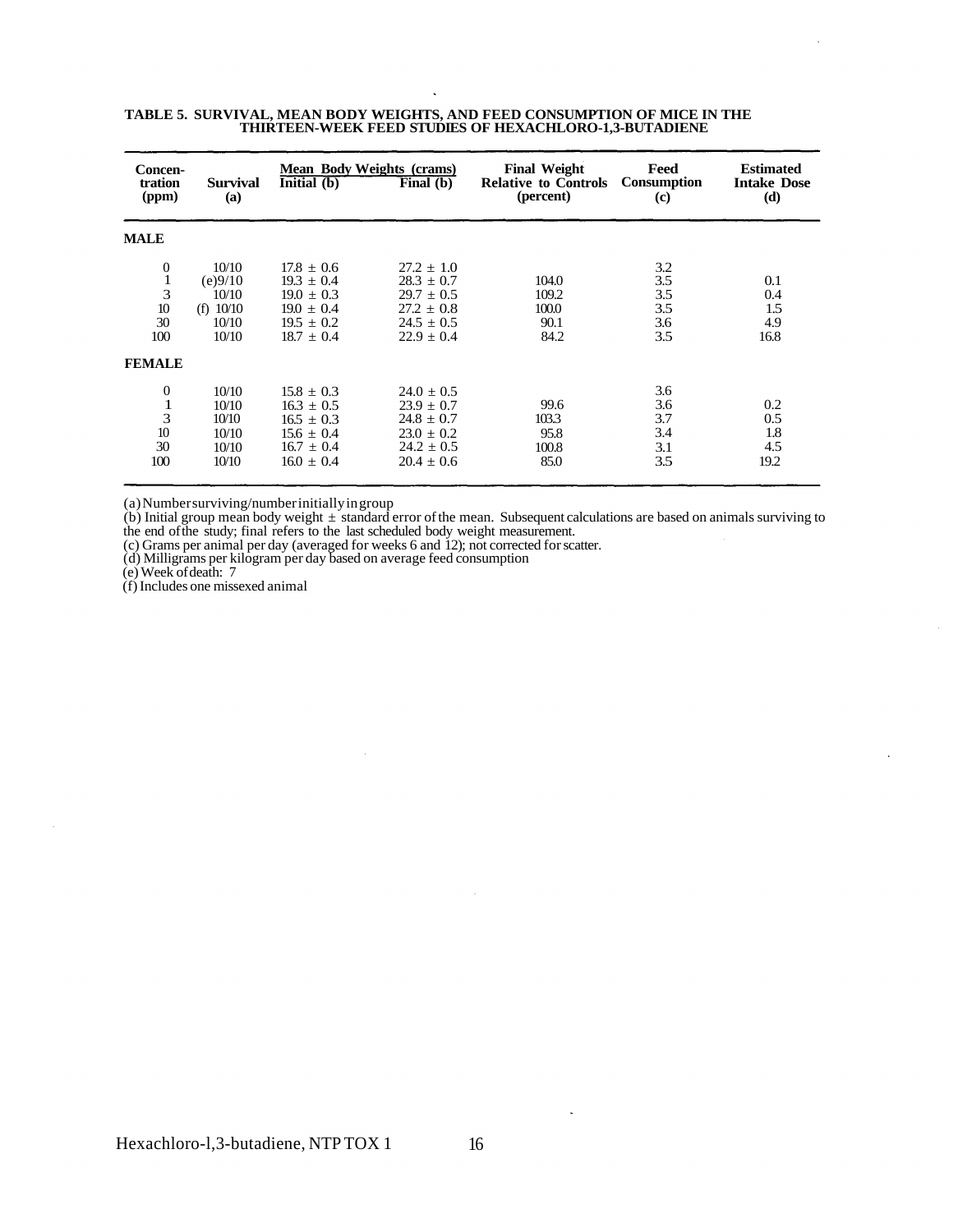**TABLE 5. SURVIVAL, MEAN BODY WEIGHTS, AND FEED CONSUMPTION OF MICE IN THE THIRTEEN-WEEK FEED STUDIES OF HEXACHLORO-1,3-BUTADIENE**

| Concen-tration (ppm) | Survival (a) | Mean Body Weights (crams) Initial (b) | Final (b) | Final Weight Relative to Controls (percent) | Feed Consumption (c) | Estimated Intake Dose (d) |
|---|---|---|---|---|---|---|
| **MALE** | | | | | | |
| 0 | 10/10 | 17.8 ± 0.6 | 27.2 ± 1.0 | | 3.2 | |
| 1 | (e)9/10 | 19.3 ± 0.4 | 28.3 ± 0.7 | 104.0 | 3.5 | 0.1 |
| 3 | 10/10 | 19.0 ± 0.3 | 29.7 ± 0.5 | 109.2 | 3.5 | 0.4 |
| 10 | (f) 10/10 | 19.0 ± 0.4 | 27.2 ± 0.8 | 100.0 | 3.5 | 1.5 |
| 30 | 10/10 | 19.5 ± 0.2 | 24.5 ± 0.5 | 90.1 | 3.6 | 4.9 |
| 100 | 10/10 | 18.7 ± 0.4 | 22.9 ± 0.4 | 84.2 | 3.5 | 16.8 |
| **FEMALE** | | | | | | |
| 0 | 10/10 | 15.8 ± 0.3 | 24.0 ± 0.5 | | 3.6 | |
| 1 | 10/10 | 16.3 ± 0.5 | 23.9 ± 0.7 | 99.6 | 3.6 | 0.2 |
| 3 | 10/10 | 16.5 ± 0.3 | 24.8 ± 0.7 | 103.3 | 3.7 | 0.5 |
| 10 | 10/10 | 15.6 ± 0.4 | 23.0 ± 0.2 | 95.8 | 3.4 | 1.8 |
| 30 | 10/10 | 16.7 ± 0.4 | 24.2 ± 0.5 | 100.8 | 3.1 | 4.5 |
| 100 | 10/10 | 16.0 ± 0.4 | 20.4 ± 0.6 | 85.0 | 3.5 | 19.2 |

(a) Number surviving/number initially in group
(b) Initial group mean body weight ± standard error of the mean. Subsequent calculations are based on animals surviving to the end of the study; final refers to the last scheduled body weight measurement.
(c) Grams per animal per day (averaged for weeks 6 and 12); not corrected for scatter.
(d) Milligrams per kilogram per day based on average feed consumption
(e) Week of death: 7
(f) Includes one missexed animal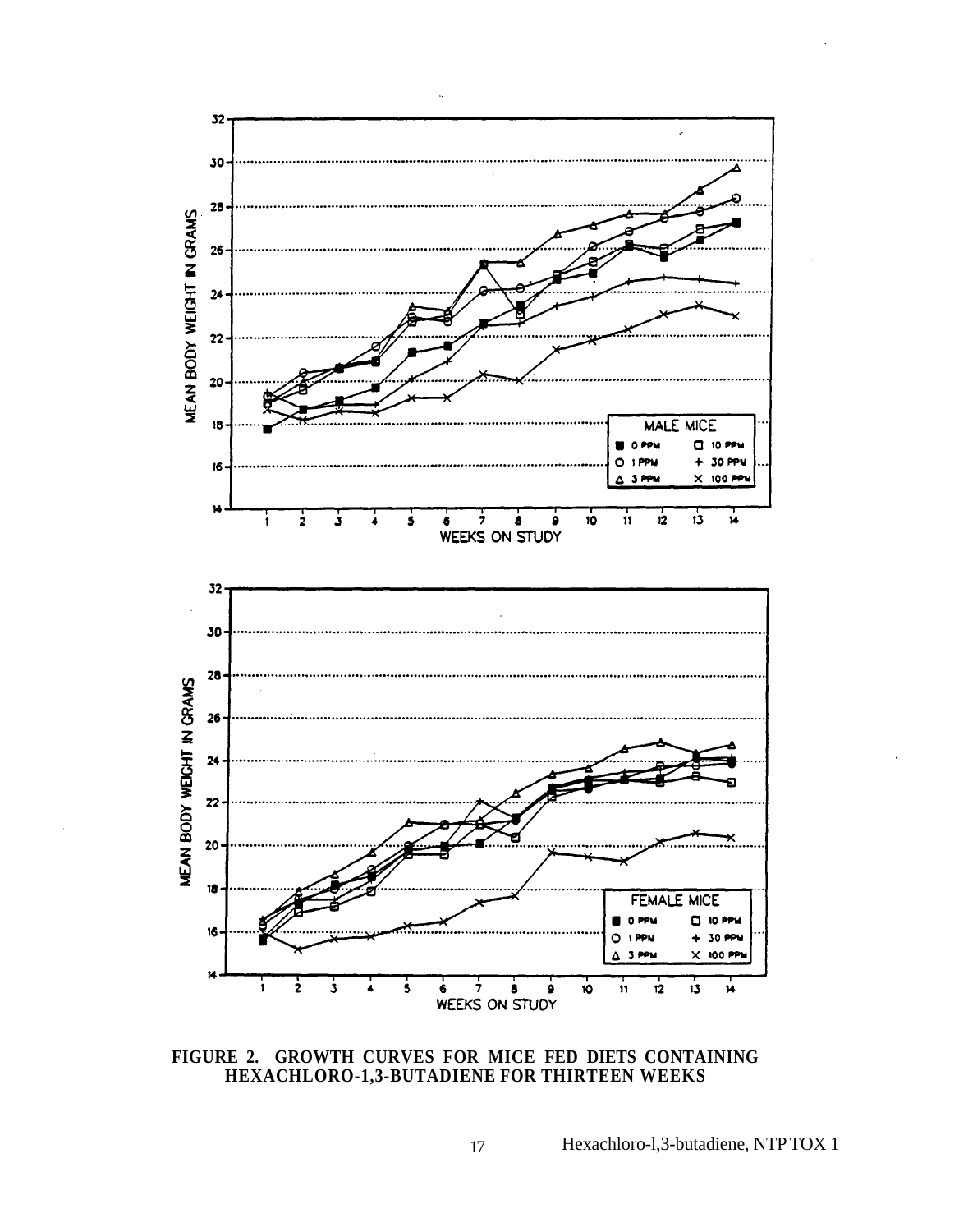**FIGURE 2. GROWTH CURVES FOR MICE FED DIETS CONTAINING HEXACHLORO-1,3-BUTADIENE FOR THIRTEEN WEEKS**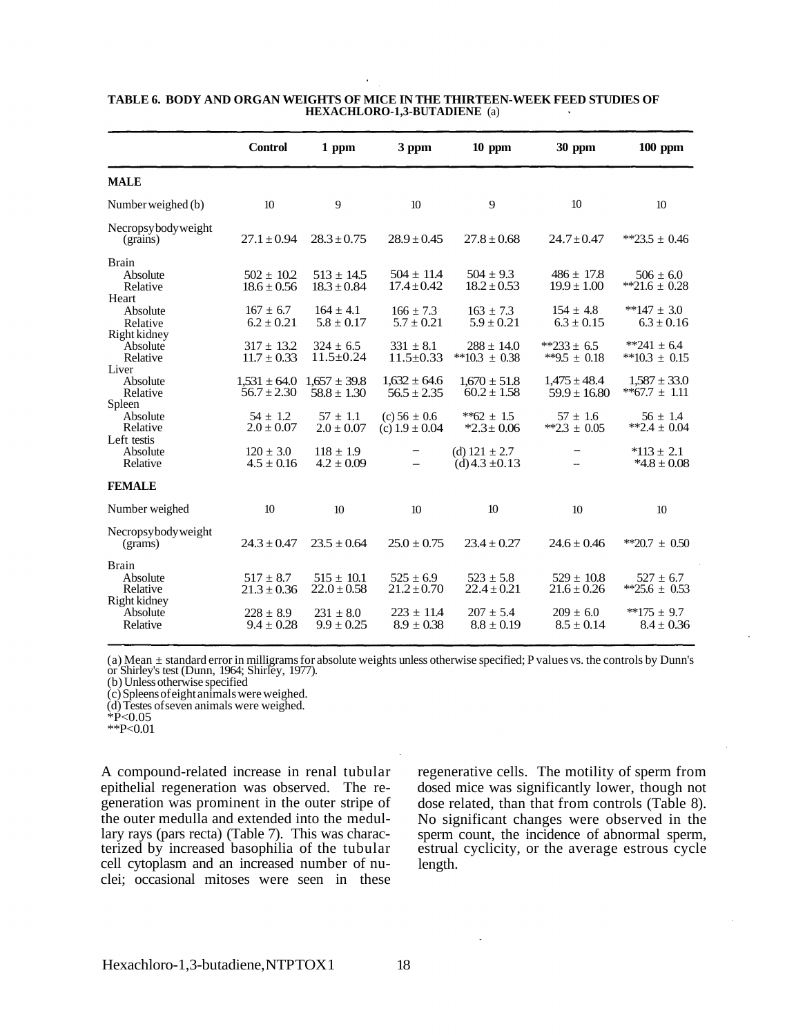**TABLE 6. BODY AND ORGAN WEIGHTS OF MICE IN THE THIRTEEN-WEEK FEED STUDIES OF HEXACHLORO-1,3-BUTADIENE (a)**

| | Control | 1 ppm | 3 ppm | 10 ppm | 30 ppm | 100 ppm |
|---|---|---|---|---|---|---|
| **MALE** | | | | | | |
| Number weighed (b) | 10 | 9 | 10 | 9 | 10 | 10 |
| Necropsy body weight (grains) | 27.1 ± 0.94 | 28.3 ± 0.75 | 28.9 ± 0.45 | 27.8 ± 0.68 | 24.7 ± 0.47 | **23.5 ± 0.46 |
| Brain | | | | | | |
| Absolute | 502 ± 10.2 | 513 ± 14.5 | 504 ± 11.4 | 504 ± 9.3 | 486 ± 17.8 | 506 ± 6.0 |
| Relative | 18.6 ± 0.56 | 18.3 ± 0.84 | 17.4 ± 0.42 | 18.2 ± 0.53 | 19.9 ± 1.00 | **21.6 ± 0.28 |
| Heart | | | | | | |
| Absolute | 167 ± 6.7 | 164 ± 4.1 | 166 ± 7.3 | 163 ± 7.3 | 154 ± 4.8 | **147 ± 3.0 |
| Relative | 6.2 ± 0.21 | 5.8 ± 0.17 | 5.7 ± 0.21 | 5.9 ± 0.21 | 6.3 ± 0.15 | 6.3 ± 0.16 |
| Right kidney | | | | | | |
| Absolute | 317 ± 13.2 | 324 ± 6.5 | 331 ± 8.1 | 288 ± 14.0 | **233 ± 6.5 | **241 ± 6.4 |
| Relative | 11.7 ± 0.33 | 11.5±0.24 | 11.5±0.33 | **10.3 ± 0.38 | **9.5 ± 0.18 | **10.3 ± 0.15 |
| Liver | | | | | | |
| Absolute | 1,531 ± 64.0 | 1,657 ± 39.8 | 1,632 ± 64.6 | 1,670 ± 51.8 | 1,475 ± 48.4 | 1,587 ± 33.0 |
| Relative | 56.7 ± 2.30 | 58.8 ± 1.30 | 56.5 ± 2.35 | 60.2 ± 1.58 | 59.9 ± 16.80 | **67.7 ± 1.11 |
| Spleen | | | | | | |
| Absolute | 54 ± 1.2 | 57 ± 1.1 | (c) 56 ± 0.6 | **62 ± 1.5 | 57 ± 1.6 | 56 ± 1.4 |
| Relative | 2.0 ± 0.07 | 2.0 ± 0.07 | (c) 1.9 ± 0.04 | *2.3 ± 0.06 | **2.3 ± 0.05 | **2.4 ± 0.04 |
| Left testis | | | | | | |
| Absolute | 120 ± 3.0 | 118 ± 1.9 | – | (d) 121 ± 2.7 | – | *113 ± 2.1 |
| Relative | 4.5 ± 0.16 | 4.2 ± 0.09 | – | (d) 4.3 ±0.13 | – | *4.8 ± 0.08 |
| **FEMALE** | | | | | | |
| Number weighed | 10 | 10 | 10 | 10 | 10 | 10 |
| Necropsy body weight (grams) | 24.3 ± 0.47 | 23.5 ± 0.64 | 25.0 ± 0.75 | 23.4 ± 0.27 | 24.6 ± 0.46 | **20.7 ± 0.50 |
| Brain | | | | | | |
| Absolute | 517 ± 8.7 | 515 ± 10.1 | 525 ± 6.9 | 523 ± 5.8 | 529 ± 10.8 | 527 ± 6.7 |
| Relative | 21.3 ± 0.36 | 22.0 ± 0.58 | 21.2 ± 0.70 | 22.4 ± 0.21 | 21.6 ± 0.26 | **25.6 ± 0.53 |
| Right kidney | | | | | | |
| Absolute | 228 ± 8.9 | 231 ± 8.0 | 223 ± 11.4 | 207 ± 5.4 | 209 ± 6.0 | **175 ± 9.7 |
| Relative | 9.4 ± 0.28 | 9.9 ± 0.25 | 8.9 ± 0.38 | 8.8 ± 0.19 | 8.5 ± 0.14 | 8.4 ± 0.36 |

(a) Mean ± standard error in milligrams for absolute weights unless otherwise specified; P values vs. the controls by Dunn's or Shirley's test (Dunn, 1964; Shirley, 1977).
(b) Unless otherwise specified
(c) Spleens of eight animals were weighed.
(d) Testes of seven animals were weighed.
*P<0.05
**P<0.01

A compound-related increase in renal tubular epithelial regeneration was observed. The regeneration was prominent in the outer stripe of the outer medulla and extended into the medullary rays (pars recta) (Table 7). This was characterized by increased basophilia of the tubular cell cytoplasm and an increased number of nuclei; occasional mitoses were seen in these regenerative cells. The motility of sperm from dosed mice was significantly lower, though not dose related, than that from controls (Table 8). No significant changes were observed in the sperm count, the incidence of abnormal sperm, estrual cyclicity, or the average estrous cycle length.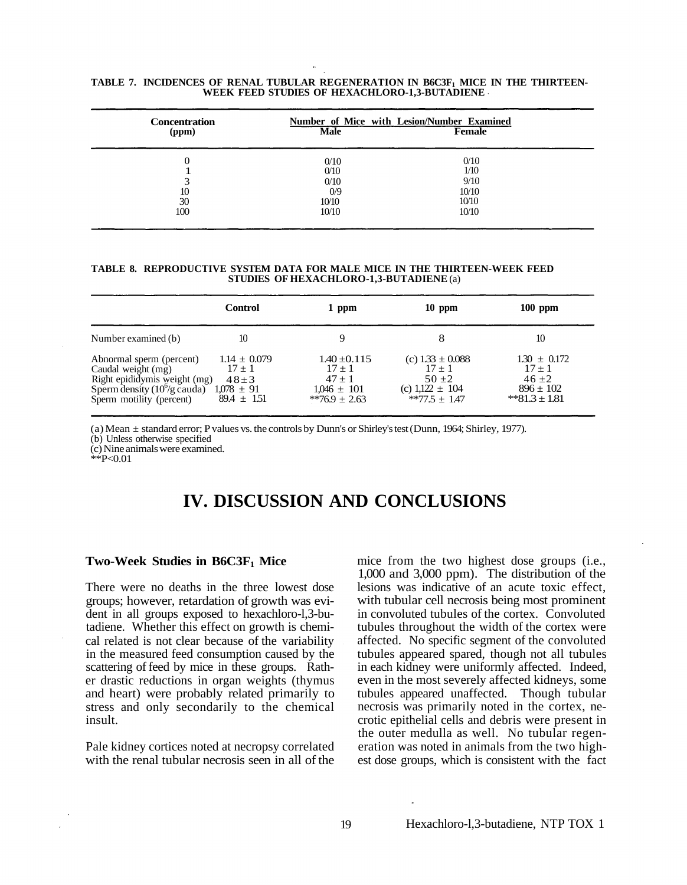**TABLE 7. INCIDENCES OF RENAL TUBULAR REGENERATION IN B6C3F$_1$ MICE IN THE THIRTEEN-WEEK FEED STUDIES OF HEXACHLORO-1,3-BUTADIENE**

| Concentration (ppm) | Number of Mice with Lesion/Number Examined | |
|---|---|---|
| | Male | Female |
| 0 | 0/10 | 0/10 |
| 1 | 0/10 | 1/10 |
| 3 | 0/10 | 9/10 |
| 10 | 0/9 | 10/10 |
| 30 | 10/10 | 10/10 |
| 100 | 10/10 | 10/10 |

**TABLE 8. REPRODUCTIVE SYSTEM DATA FOR MALE MICE IN THE THIRTEEN-WEEK FEED STUDIES OF HEXACHLORO-1,3-BUTADIENE** (a)

| | Control | 1 ppm | 10 ppm | 100 ppm |
|---|---|---|---|---|
| Number examined (b) | 10 | 9 | 8 | 10 |
| Abnormal sperm (percent) | 1.14 ± 0.079 | 1.40 ±0.115 | (c) 1.33 ± 0.088 | 1.30 ± 0.172 |
| Caudal weight (mg) | 17 ± 1 | 17 ± 1 | 17 ± 1 | 17 ± 1 |
| Right epididymis weight (mg) | 48 ± 3 | 47 ± 1 | 50 ±2 | 46 ±2 |
| Sperm density ($10^6$/g cauda) | 1,078 ± 91 | 1,046 ± 101 | (c) 1,122 ± 104 | 896 ± 102 |
| Sperm motility (percent) | 89.4 ± 1.51 | **76.9 ± 2.63 | **77.5 ± 1.47 | **81.3 ± 1.81 |

(a) Mean ± standard error; P values vs. the controls by Dunn's or Shirley's test (Dunn, 1964; Shirley, 1977).
(b) Unless otherwise specified
(c) Nine animals were examined.
**P<0.01

# IV. DISCUSSION AND CONCLUSIONS

### Two-Week Studies in B6C3F$_1$ Mice

There were no deaths in the three lowest dose groups; however, retardation of growth was evident in all groups exposed to hexachloro-l,3-butadiene. Whether this effect on growth is chemical related is not clear because of the variability in the measured feed consumption caused by the scattering of feed by mice in these groups. Rather drastic reductions in organ weights (thymus and heart) were probably related primarily to stress and only secondarily to the chemical insult.

Pale kidney cortices noted at necropsy correlated with the renal tubular necrosis seen in all of the mice from the two highest dose groups (i.e., 1,000 and 3,000 ppm). The distribution of the lesions was indicative of an acute toxic effect, with tubular cell necrosis being most prominent in convoluted tubules of the cortex. Convoluted tubules throughout the width of the cortex were affected. No specific segment of the convoluted tubules appeared spared, though not all tubules in each kidney were uniformly affected. Indeed, even in the most severely affected kidneys, some tubules appeared unaffected. Though tubular necrosis was primarily noted in the cortex, necrotic epithelial cells and debris were present in the outer medulla as well. No tubular regeneration was noted in animals from the two highest dose groups, which is consistent with the fact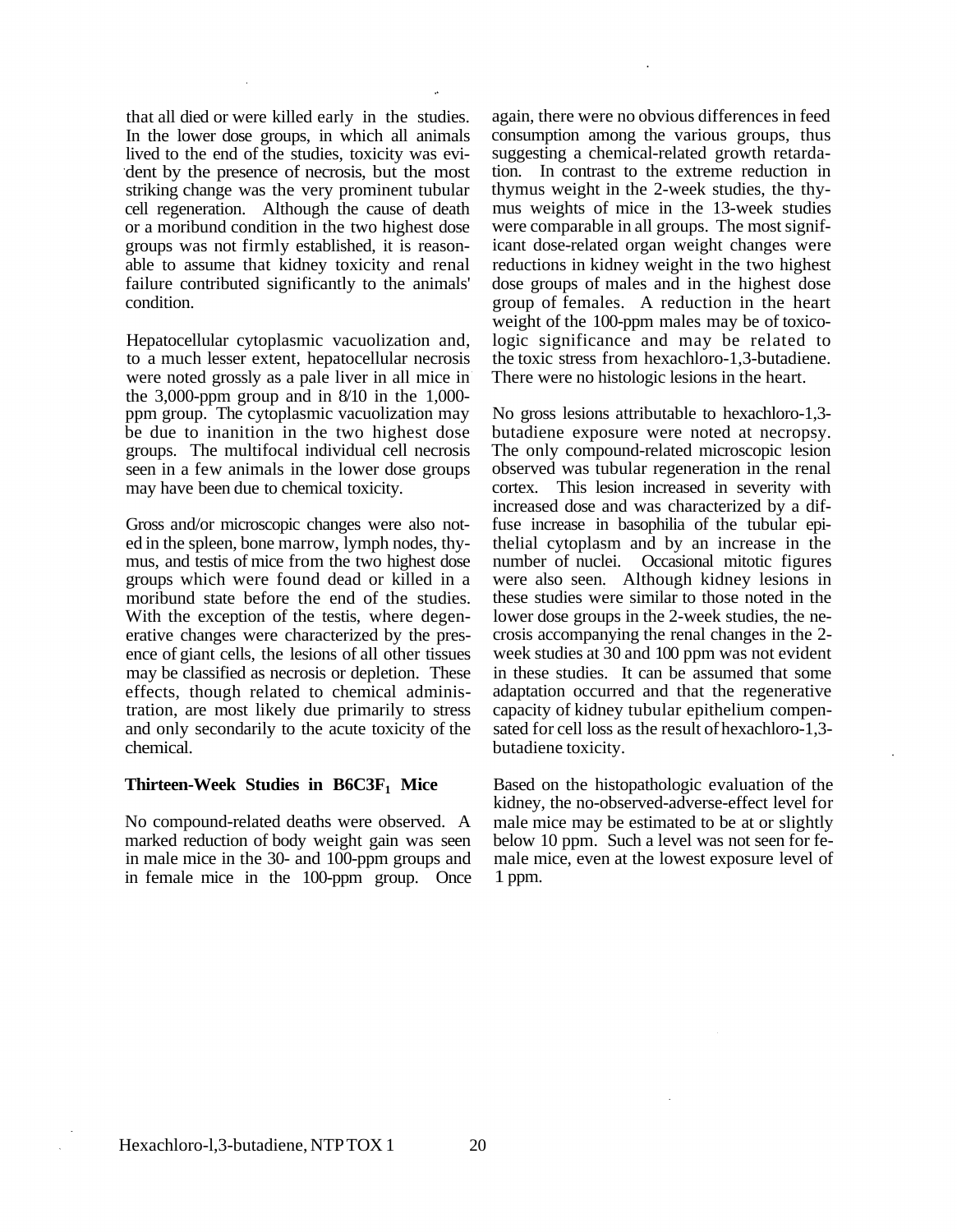that all died or were killed early in the studies. In the lower dose groups, in which all animals lived to the end of the studies, toxicity was evident by the presence of necrosis, but the most striking change was the very prominent tubular cell regeneration. Although the cause of death or a moribund condition in the two highest dose groups was not firmly established, it is reasonable to assume that kidney toxicity and renal failure contributed significantly to the animals' condition.

Hepatocellular cytoplasmic vacuolization and, to a much lesser extent, hepatocellular necrosis were noted grossly as a pale liver in all mice in the 3,000-ppm group and in 8/10 in the 1,000-ppm group. The cytoplasmic vacuolization may be due to inanition in the two highest dose groups. The multifocal individual cell necrosis seen in a few animals in the lower dose groups may have been due to chemical toxicity.

Gross and/or microscopic changes were also noted in the spleen, bone marrow, lymph nodes, thymus, and testis of mice from the two highest dose groups which were found dead or killed in a moribund state before the end of the studies. With the exception of the testis, where degenerative changes were characterized by the presence of giant cells, the lesions of all other tissues may be classified as necrosis or depletion. These effects, though related to chemical administration, are most likely due primarily to stress and only secondarily to the acute toxicity of the chemical.

### Thirteen-Week Studies in B6C3F$_1$ Mice

No compound-related deaths were observed. A marked reduction of body weight gain was seen in male mice in the 30- and 100-ppm groups and in female mice in the 100-ppm group. Once again, there were no obvious differences in feed consumption among the various groups, thus suggesting a chemical-related growth retardation. In contrast to the extreme reduction in thymus weight in the 2-week studies, the thymus weights of mice in the 13-week studies were comparable in all groups. The most significant dose-related organ weight changes were reductions in kidney weight in the two highest dose groups of males and in the highest dose group of females. A reduction in the heart weight of the 100-ppm males may be of toxicologic significance and may be related to the toxic stress from hexachloro-1,3-butadiene. There were no histologic lesions in the heart.

No gross lesions attributable to hexachloro-1,3-butadiene exposure were noted at necropsy. The only compound-related microscopic lesion observed was tubular regeneration in the renal cortex. This lesion increased in severity with increased dose and was characterized by a diffuse increase in basophilia of the tubular epithelial cytoplasm and by an increase in the number of nuclei. Occasional mitotic figures were also seen. Although kidney lesions in these studies were similar to those noted in the lower dose groups in the 2-week studies, the necrosis accompanying the renal changes in the 2-week studies at 30 and 100 ppm was not evident in these studies. It can be assumed that some adaptation occurred and that the regenerative capacity of kidney tubular epithelium compensated for cell loss as the result of hexachloro-1,3-butadiene toxicity.

Based on the histopathologic evaluation of the kidney, the no-observed-adverse-effect level for male mice may be estimated to be at or slightly below 10 ppm. Such a level was not seen for female mice, even at the lowest exposure level of 1 ppm.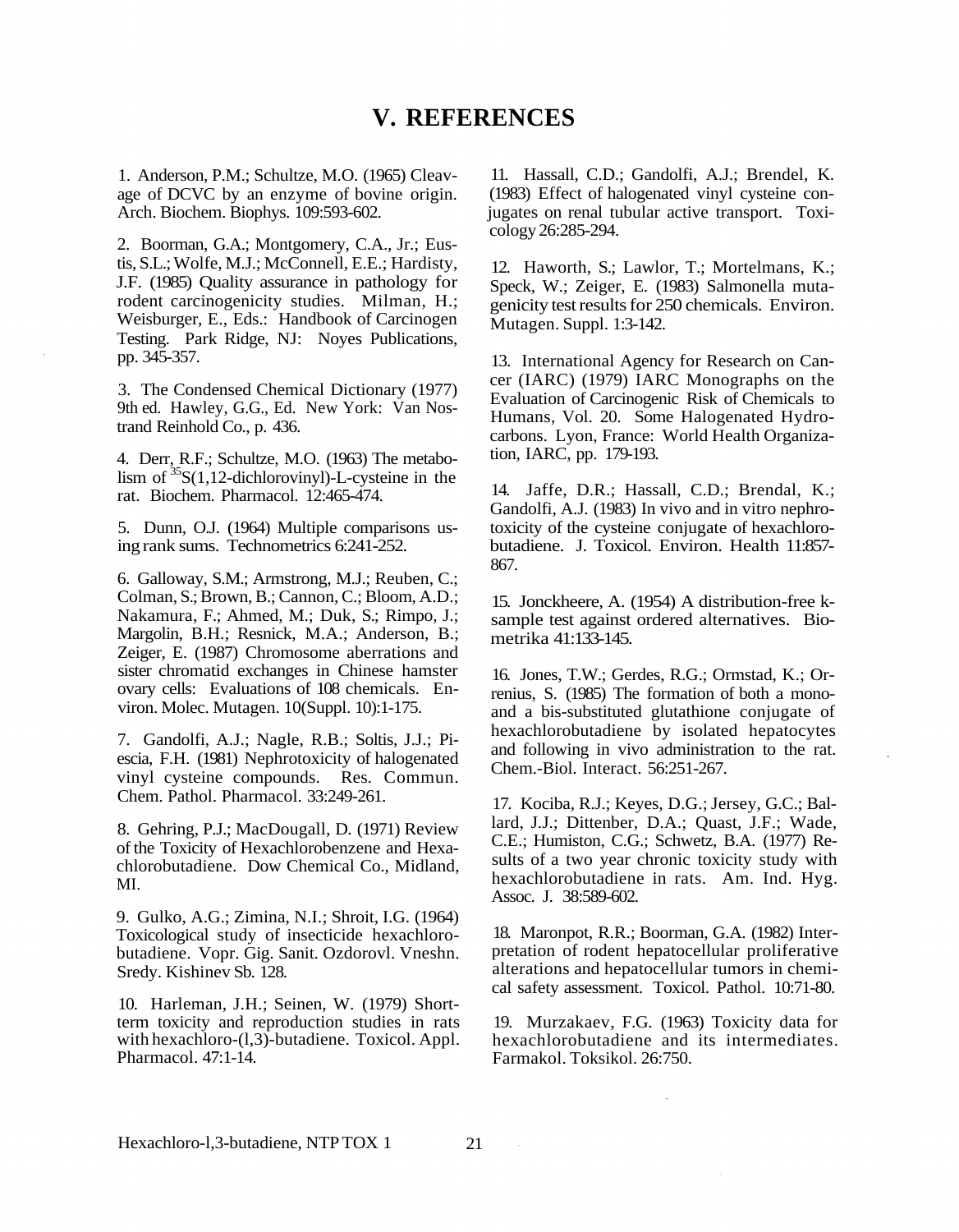# V. REFERENCES

1. Anderson, P.M.; Schultze, M.O. (1965) Cleavage of DCVC by an enzyme of bovine origin. Arch. Biochem. Biophys. 109:593-602.

2. Boorman, G.A.; Montgomery, C.A., Jr.; Eustis, S.L.; Wolfe, M.J.; McConnell, E.E.; Hardisty, J.F. (1985) Quality assurance in pathology for rodent carcinogenicity studies. Milman, H.; Weisburger, E., Eds.: Handbook of Carcinogen Testing. Park Ridge, NJ: Noyes Publications, pp. 345-357.

3. The Condensed Chemical Dictionary (1977) 9th ed. Hawley, G.G., Ed. New York: Van Nostrand Reinhold Co., p. 436.

4. Derr, R.F.; Schultze, M.O. (1963) The metabolism of $^{35}$S(1,12-dichlorovinyl)-L-cysteine in the rat. Biochem. Pharmacol. 12:465-474.

5. Dunn, O.J. (1964) Multiple comparisons using rank sums. Technometrics 6:241-252.

6. Galloway, S.M.; Armstrong, M.J.; Reuben, C.; Colman, S.; Brown, B.; Cannon, C.; Bloom, A.D.; Nakamura, F.; Ahmed, M.; Duk, S.; Rimpo, J.; Margolin, B.H.; Resnick, M.A.; Anderson, B.; Zeiger, E. (1987) Chromosome aberrations and sister chromatid exchanges in Chinese hamster ovary cells: Evaluations of 108 chemicals. Environ. Molec. Mutagen. 10(Suppl. 10):1-175.

7. Gandolfi, A.J.; Nagle, R.B.; Soltis, J.J.; Piescia, F.H. (1981) Nephrotoxicity of halogenated vinyl cysteine compounds. Res. Commun. Chem. Pathol. Pharmacol. 33:249-261.

8. Gehring, P.J.; MacDougall, D. (1971) Review of the Toxicity of Hexachlorobenzene and Hexachlorobutadiene. Dow Chemical Co., Midland, MI.

9. Gulko, A.G.; Zimina, N.I.; Shroit, I.G. (1964) Toxicological study of insecticide hexachlorobutadiene. Vopr. Gig. Sanit. Ozdorovl. Vneshn. Sredy. Kishinev Sb. 128.

10. Harleman, J.H.; Seinen, W. (1979) Short-term toxicity and reproduction studies in rats with hexachloro-(l,3)-butadiene. Toxicol. Appl. Pharmacol. 47:1-14.

11. Hassall, C.D.; Gandolfi, A.J.; Brendel, K. (1983) Effect of halogenated vinyl cysteine conjugates on renal tubular active transport. Toxicology 26:285-294.

12. Haworth, S.; Lawlor, T.; Mortelmans, K.; Speck, W.; Zeiger, E. (1983) Salmonella mutagenicity test results for 250 chemicals. Environ. Mutagen. Suppl. 1:3-142.

13. International Agency for Research on Cancer (IARC) (1979) IARC Monographs on the Evaluation of Carcinogenic Risk of Chemicals to Humans, Vol. 20. Some Halogenated Hydrocarbons. Lyon, France: World Health Organization, IARC, pp. 179-193.

14. Jaffe, D.R.; Hassall, C.D.; Brendal, K.; Gandolfi, A.J. (1983) In vivo and in vitro nephrotoxicity of the cysteine conjugate of hexachlorobutadiene. J. Toxicol. Environ. Health 11:857-867.

15. Jonckheere, A. (1954) A distribution-free k-sample test against ordered alternatives. Biometrika 41:133-145.

16. Jones, T.W.; Gerdes, R.G.; Ormstad, K.; Orrenius, S. (1985) The formation of both a mono- and a bis-substituted glutathione conjugate of hexachlorobutadiene by isolated hepatocytes and following in vivo administration to the rat. Chem.-Biol. Interact. 56:251-267.

17. Kociba, R.J.; Keyes, D.G.; Jersey, G.C.; Ballard, J.J.; Dittenber, D.A.; Quast, J.F.; Wade, C.E.; Humiston, C.G.; Schwetz, B.A. (1977) Results of a two year chronic toxicity study with hexachlorobutadiene in rats. Am. Ind. Hyg. Assoc. J. 38:589-602.

18. Maronpot, R.R.; Boorman, G.A. (1982) Interpretation of rodent hepatocellular proliferative alterations and hepatocellular tumors in chemical safety assessment. Toxicol. Pathol. 10:71-80.

19. Murzakaev, F.G. (1963) Toxicity data for hexachlorobutadiene and its intermediates. Farmakol. Toksikol. 26:750.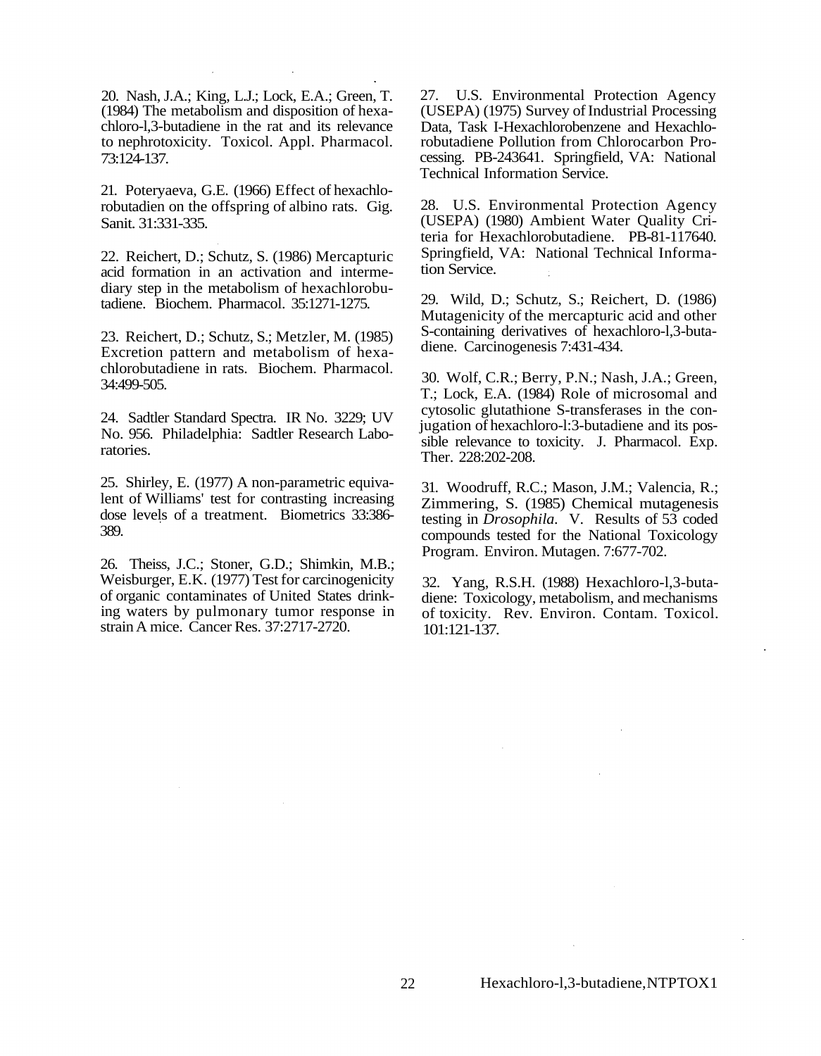20. Nash, J.A.; King, L.J.; Lock, E.A.; Green, T. (1984) The metabolism and disposition of hexachloro-l,3-butadiene in the rat and its relevance to nephrotoxicity. Toxicol. Appl. Pharmacol. 73:124-137.

21. Poteryaeva, G.E. (1966) Effect of hexachlorobutadien on the offspring of albino rats. Gig. Sanit. 31:331-335.

22. Reichert, D.; Schutz, S. (1986) Mercapturic acid formation in an activation and intermediary step in the metabolism of hexachlorobutadiene. Biochem. Pharmacol. 35:1271-1275.

23. Reichert, D.; Schutz, S.; Metzler, M. (1985) Excretion pattern and metabolism of hexachlorobutadiene in rats. Biochem. Pharmacol. 34:499-505.

24. Sadtler Standard Spectra. IR No. 3229; UV No. 956. Philadelphia: Sadtler Research Laboratories.

25. Shirley, E. (1977) A non-parametric equivalent of Williams' test for contrasting increasing dose levels of a treatment. Biometrics 33:386-389.

26. Theiss, J.C.; Stoner, G.D.; Shimkin, M.B.; Weisburger, E.K. (1977) Test for carcinogenicity of organic contaminates of United States drinking waters by pulmonary tumor response in strain A mice. Cancer Res. 37:2717-2720.

27. U.S. Environmental Protection Agency (USEPA) (1975) Survey of Industrial Processing Data, Task I-Hexachlorobenzene and Hexachlorobutadiene Pollution from Chlorocarbon Processing. PB-243641. Springfield, VA: National Technical Information Service.

28. U.S. Environmental Protection Agency (USEPA) (1980) Ambient Water Quality Criteria for Hexachlorobutadiene. PB-81-117640. Springfield, VA: National Technical Information Service.

29. Wild, D.; Schutz, S.; Reichert, D. (1986) Mutagenicity of the mercapturic acid and other S-containing derivatives of hexachloro-l,3-butadiene. Carcinogenesis 7:431-434.

30. Wolf, C.R.; Berry, P.N.; Nash, J.A.; Green, T.; Lock, E.A. (1984) Role of microsomal and cytosolic glutathione S-transferases in the conjugation of hexachloro-l:3-butadiene and its possible relevance to toxicity. J. Pharmacol. Exp. Ther. 228:202-208.

31. Woodruff, R.C.; Mason, J.M.; Valencia, R.; Zimmering, S. (1985) Chemical mutagenesis testing in *Drosophila*. V. Results of 53 coded compounds tested for the National Toxicology Program. Environ. Mutagen. 7:677-702.

32. Yang, R.S.H. (1988) Hexachloro-l,3-butadiene: Toxicology, metabolism, and mechanisms of toxicity. Rev. Environ. Contam. Toxicol. 101:121-137.